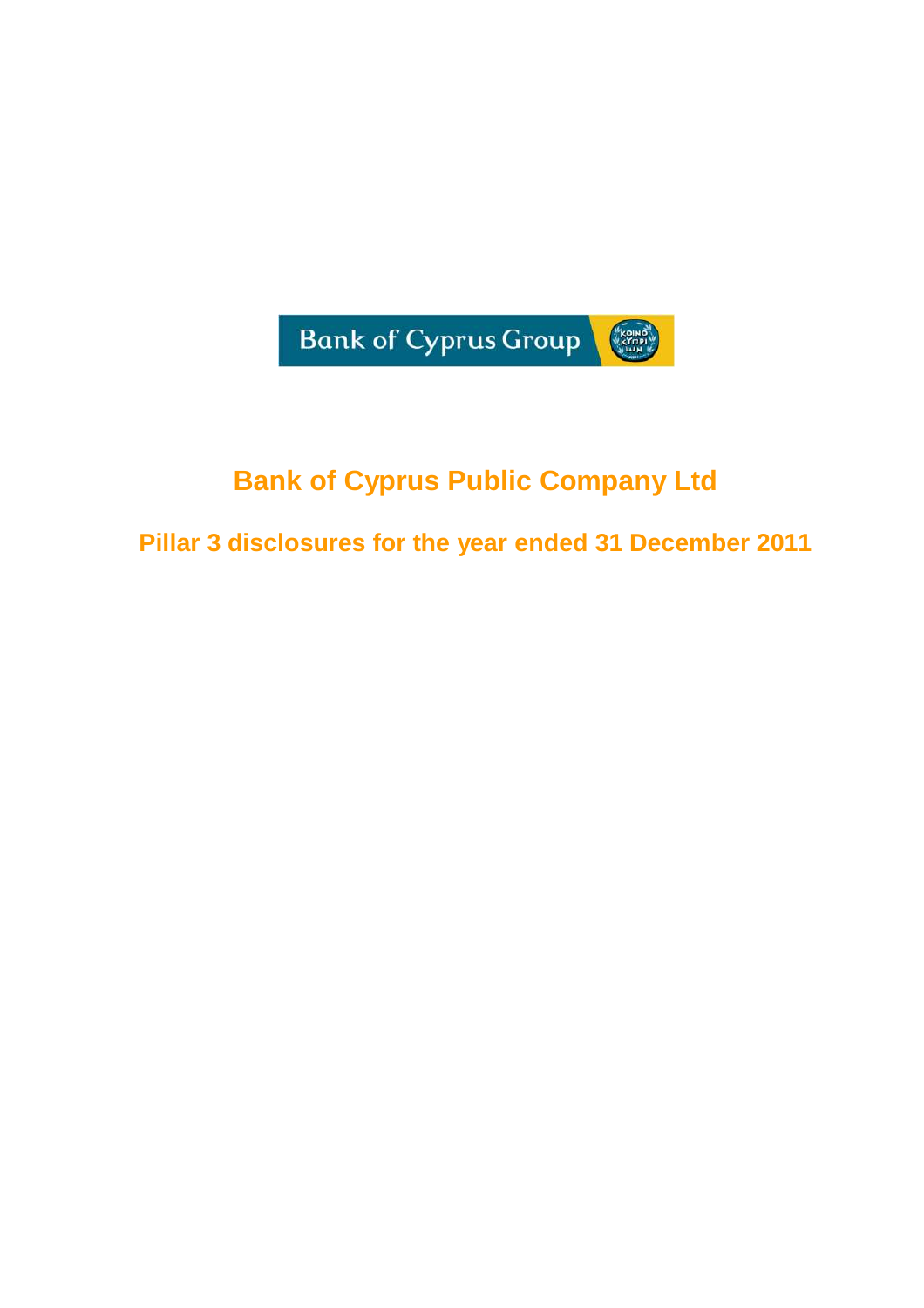Bank of Cyprus Group

# Bank of Cyprus Public Company Ltd

## Pillar 3 disclosures for the year ended 31 December 2011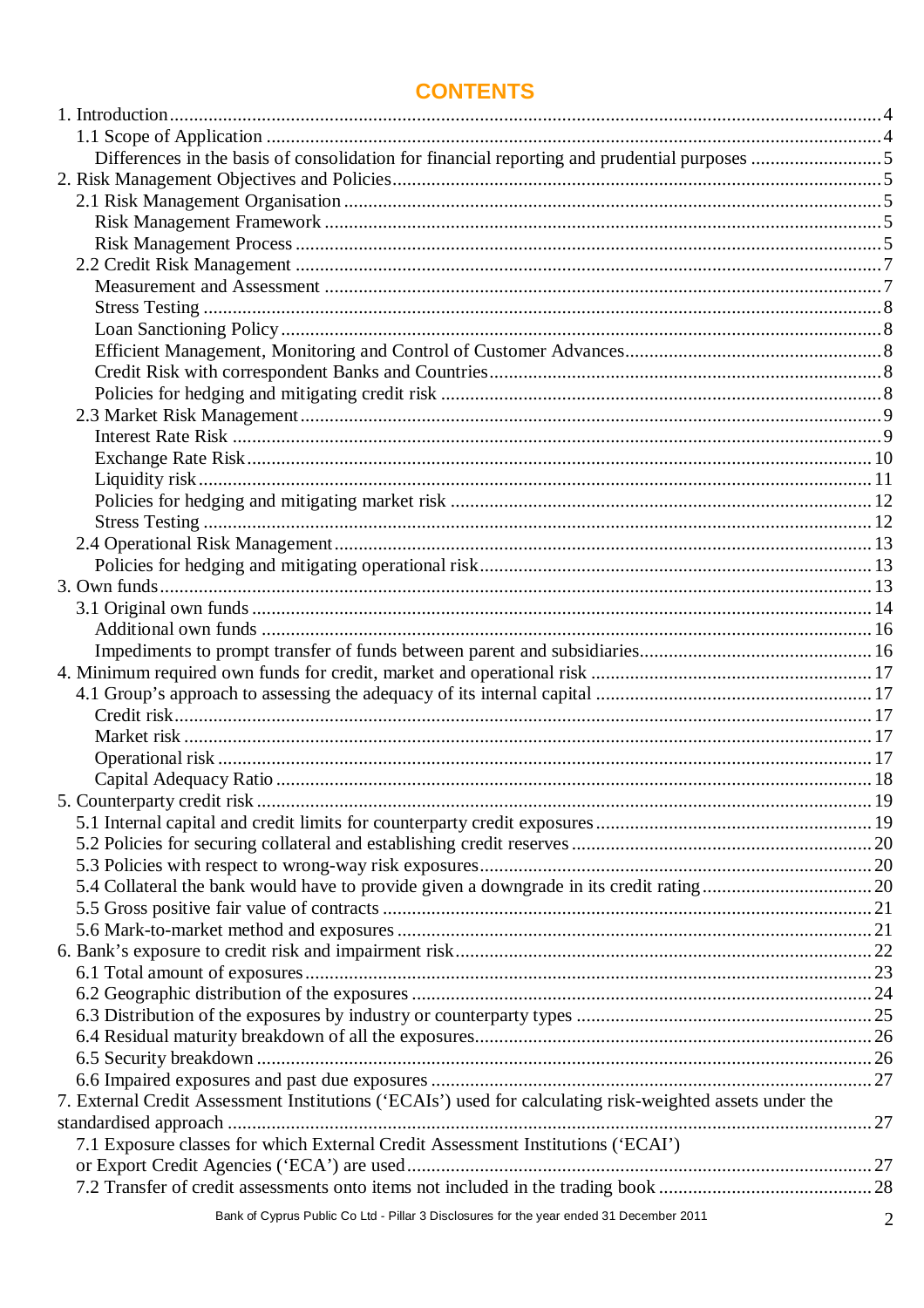# CONTENTS

1. Introduction ..... 4
   - 1.1 Scope of Application ..... 4
     - Differences in the basis of consolidation for financial reporting and prudential purposes ..... 5
2. Risk Management Objectives and Policies ..... 5
   - 2.1 Risk Management Organisation ..... 5
     - Risk Management Framework ..... 5
     - Risk Management Process ..... 5
   - 2.2 Credit Risk Management ..... 7
     - Measurement and Assessment ..... 7
     - Stress Testing ..... 8
     - Loan Sanctioning Policy ..... 8
     - Efficient Management, Monitoring and Control of Customer Advances ..... 8
     - Credit Risk with correspondent Banks and Countries ..... 8
     - Policies for hedging and mitigating credit risk ..... 8
   - 2.3 Market Risk Management ..... 9
     - Interest Rate Risk ..... 9
     - Exchange Rate Risk ..... 10
     - Liquidity risk ..... 11
     - Policies for hedging and mitigating market risk ..... 12
     - Stress Testing ..... 12
   - 2.4 Operational Risk Management ..... 13
     - Policies for hedging and mitigating operational risk ..... 13
3. Own funds ..... 13
   - 3.1 Original own funds ..... 14
     - Additional own funds ..... 16
     - Impediments to prompt transfer of funds between parent and subsidiaries ..... 16
4. Minimum required own funds for credit, market and operational risk ..... 17
   - 4.1 Group's approach to assessing the adequacy of its internal capital ..... 17
     - Credit risk ..... 17
     - Market risk ..... 17
     - Operational risk ..... 17
     - Capital Adequacy Ratio ..... 18
5. Counterparty credit risk ..... 19
   - 5.1 Internal capital and credit limits for counterparty credit exposures ..... 19
   - 5.2 Policies for securing collateral and establishing credit reserves ..... 20
   - 5.3 Policies with respect to wrong-way risk exposures ..... 20
   - 5.4 Collateral the bank would have to provide given a downgrade in its credit rating ..... 20
   - 5.5 Gross positive fair value of contracts ..... 21
   - 5.6 Mark-to-market method and exposures ..... 21
6. Bank's exposure to credit risk and impairment risk ..... 22
   - 6.1 Total amount of exposures ..... 23
   - 6.2 Geographic distribution of the exposures ..... 24
   - 6.3 Distribution of the exposures by industry or counterparty types ..... 25
   - 6.4 Residual maturity breakdown of all the exposures ..... 26
   - 6.5 Security breakdown ..... 26
   - 6.6 Impaired exposures and past due exposures ..... 27
7. External Credit Assessment Institutions ('ECAIs') used for calculating risk-weighted assets under the standardised approach ..... 27
   - 7.1 Exposure classes for which External Credit Assessment Institutions ('ECAI') or Export Credit Agencies ('ECA') are used ..... 27
   - 7.2 Transfer of credit assessments onto items not included in the trading book ..... 28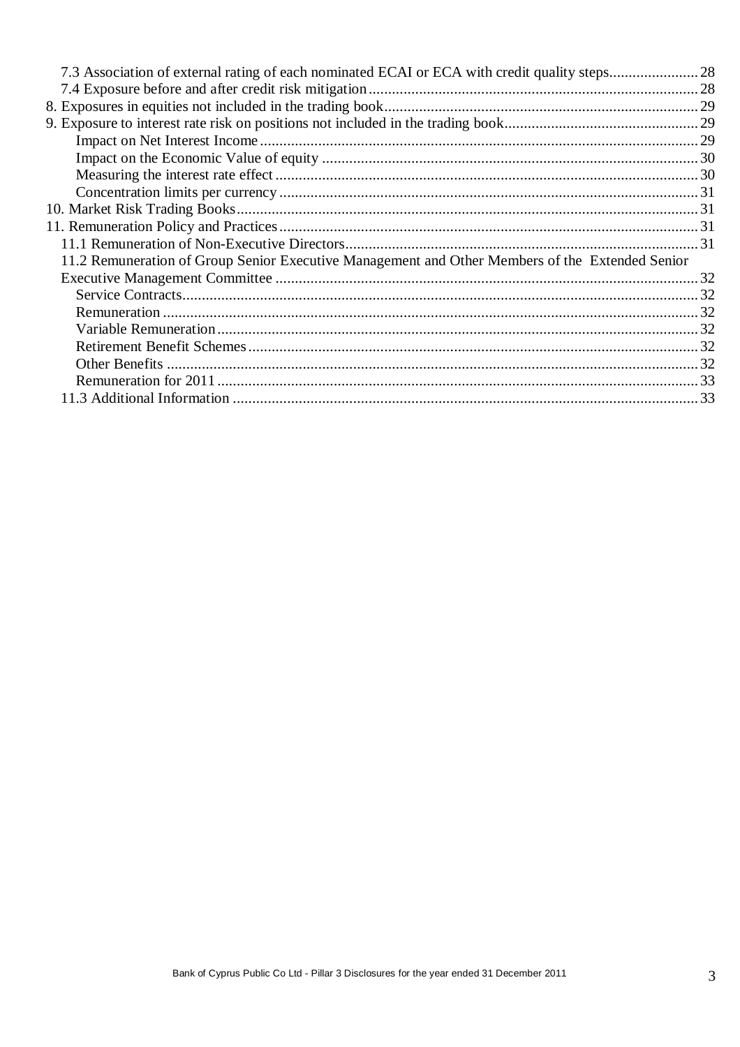7.3 Association of external rating of each nominated ECAI or ECA with credit quality steps....................... 28
7.4 Exposure before and after credit risk mitigation.................................................................................... 28
8. Exposures in equities not included in the trading book................................................................................ 29
9. Exposure to interest rate risk on positions not included in the trading book.................................................. 29
Impact on Net Interest Income ................................................................................................................. 29
Impact on the Economic Value of equity ................................................................................................. 30
Measuring the interest rate effect ............................................................................................................. 30
Concentration limits per currency ............................................................................................................ 31
10. Market Risk Trading Books....................................................................................................................... 31
11. Remuneration Policy and Practices........................................................................................................... 31
11.1 Remuneration of Non-Executive Directors........................................................................................... 31
11.2 Remuneration of Group Senior Executive Management and Other Members of the Extended Senior Executive Management Committee ............................................................................................................. 32
Service Contracts.................................................................................................................................... 32
Remuneration ......................................................................................................................................... 32
Variable Remuneration ............................................................................................................................ 32
Retirement Benefit Schemes.................................................................................................................... 32
Other Benefits ......................................................................................................................................... 32
Remuneration for 2011 ............................................................................................................................ 33
11.3 Additional Information ........................................................................................................................ 33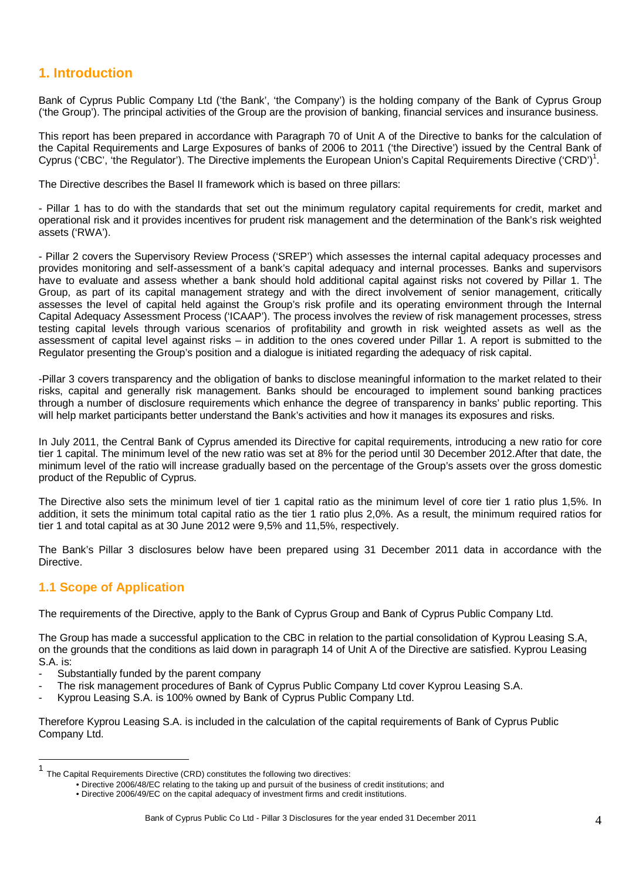## 1. Introduction

Bank of Cyprus Public Company Ltd ('the Bank', 'the Company') is the holding company of the Bank of Cyprus Group ('the Group'). The principal activities of the Group are the provision of banking, financial services and insurance business.

This report has been prepared in accordance with Paragraph 70 of Unit A of the Directive to banks for the calculation of the Capital Requirements and Large Exposures of banks of 2006 to 2011 ('the Directive') issued by the Central Bank of Cyprus ('CBC', 'the Regulator'). The Directive implements the European Union's Capital Requirements Directive ('CRD')[1].

The Directive describes the Basel II framework which is based on three pillars:

- Pillar 1 has to do with the standards that set out the minimum regulatory capital requirements for credit, market and operational risk and it provides incentives for prudent risk management and the determination of the Bank's risk weighted assets ('RWA').

- Pillar 2 covers the Supervisory Review Process ('SREP') which assesses the internal capital adequacy processes and provides monitoring and self-assessment of a bank's capital adequacy and internal processes. Banks and supervisors have to evaluate and assess whether a bank should hold additional capital against risks not covered by Pillar 1. The Group, as part of its capital management strategy and with the direct involvement of senior management, critically assesses the level of capital held against the Group's risk profile and its operating environment through the Internal Capital Adequacy Assessment Process ('ICAAP'). The process involves the review of risk management processes, stress testing capital levels through various scenarios of profitability and growth in risk weighted assets as well as the assessment of capital level against risks – in addition to the ones covered under Pillar 1. A report is submitted to the Regulator presenting the Group's position and a dialogue is initiated regarding the adequacy of risk capital.

-Pillar 3 covers transparency and the obligation of banks to disclose meaningful information to the market related to their risks, capital and generally risk management. Banks should be encouraged to implement sound banking practices through a number of disclosure requirements which enhance the degree of transparency in banks' public reporting. This will help market participants better understand the Bank's activities and how it manages its exposures and risks.

In July 2011, the Central Bank of Cyprus amended its Directive for capital requirements, introducing a new ratio for core tier 1 capital. The minimum level of the new ratio was set at 8% for the period until 30 December 2012.After that date, the minimum level of the ratio will increase gradually based on the percentage of the Group's assets over the gross domestic product of the Republic of Cyprus.

The Directive also sets the minimum level of tier 1 capital ratio as the minimum level of core tier 1 ratio plus 1,5%. In addition, it sets the minimum total capital ratio as the tier 1 ratio plus 2,0%. As a result, the minimum required ratios for tier 1 and total capital as at 30 June 2012 were 9,5% and 11,5%, respectively.

The Bank's Pillar 3 disclosures below have been prepared using 31 December 2011 data in accordance with the Directive.

### 1.1 Scope of Application

The requirements of the Directive, apply to the Bank of Cyprus Group and Bank of Cyprus Public Company Ltd.

The Group has made a successful application to the CBC in relation to the partial consolidation of Kyprou Leasing S.A, on the grounds that the conditions as laid down in paragraph 14 of Unit A of the Directive are satisfied. Kyprou Leasing S.A. is:

- Substantially funded by the parent company
- The risk management procedures of Bank of Cyprus Public Company Ltd cover Kyprou Leasing S.A.
- Kyprou Leasing S.A. is 100% owned by Bank of Cyprus Public Company Ltd.

Therefore Kyprou Leasing S.A. is included in the calculation of the capital requirements of Bank of Cyprus Public Company Ltd.

---

[1] The Capital Requirements Directive (CRD) constitutes the following two directives:
- Directive 2006/48/EC relating to the taking up and pursuit of the business of credit institutions; and
- Directive 2006/49/EC on the capital adequacy of investment firms and credit institutions.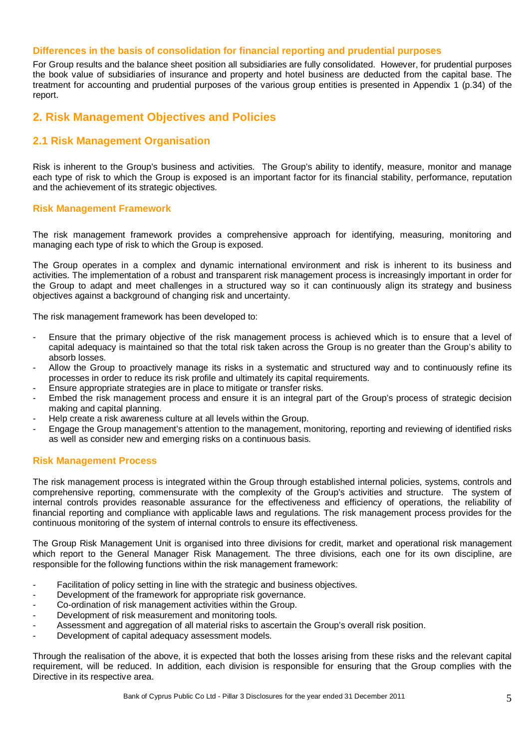### Differences in the basis of consolidation for financial reporting and prudential purposes

For Group results and the balance sheet position all subsidiaries are fully consolidated. However, for prudential purposes the book value of subsidiaries of insurance and property and hotel business are deducted from the capital base. The treatment for accounting and prudential purposes of the various group entities is presented in Appendix 1 (p.34) of the report.

# 2. Risk Management Objectives and Policies

## 2.1 Risk Management Organisation

Risk is inherent to the Group's business and activities. The Group's ability to identify, measure, monitor and manage each type of risk to which the Group is exposed is an important factor for its financial stability, performance, reputation and the achievement of its strategic objectives.

### Risk Management Framework

The risk management framework provides a comprehensive approach for identifying, measuring, monitoring and managing each type of risk to which the Group is exposed.

The Group operates in a complex and dynamic international environment and risk is inherent to its business and activities. The implementation of a robust and transparent risk management process is increasingly important in order for the Group to adapt and meet challenges in a structured way so it can continuously align its strategy and business objectives against a background of changing risk and uncertainty.

The risk management framework has been developed to:

- Ensure that the primary objective of the risk management process is achieved which is to ensure that a level of capital adequacy is maintained so that the total risk taken across the Group is no greater than the Group's ability to absorb losses.
- Allow the Group to proactively manage its risks in a systematic and structured way and to continuously refine its processes in order to reduce its risk profile and ultimately its capital requirements.
- Ensure appropriate strategies are in place to mitigate or transfer risks.
- Embed the risk management process and ensure it is an integral part of the Group's process of strategic decision making and capital planning.
- Help create a risk awareness culture at all levels within the Group.
- Engage the Group management's attention to the management, monitoring, reporting and reviewing of identified risks as well as consider new and emerging risks on a continuous basis.

### Risk Management Process

The risk management process is integrated within the Group through established internal policies, systems, controls and comprehensive reporting, commensurate with the complexity of the Group's activities and structure. The system of internal controls provides reasonable assurance for the effectiveness and efficiency of operations, the reliability of financial reporting and compliance with applicable laws and regulations. The risk management process provides for the continuous monitoring of the system of internal controls to ensure its effectiveness.

The Group Risk Management Unit is organised into three divisions for credit, market and operational risk management which report to the General Manager Risk Management. The three divisions, each one for its own discipline, are responsible for the following functions within the risk management framework:

- Facilitation of policy setting in line with the strategic and business objectives.
- Development of the framework for appropriate risk governance.
- Co-ordination of risk management activities within the Group.
- Development of risk measurement and monitoring tools.
- Assessment and aggregation of all material risks to ascertain the Group's overall risk position.
- Development of capital adequacy assessment models.

Through the realisation of the above, it is expected that both the losses arising from these risks and the relevant capital requirement, will be reduced. In addition, each division is responsible for ensuring that the Group complies with the Directive in its respective area.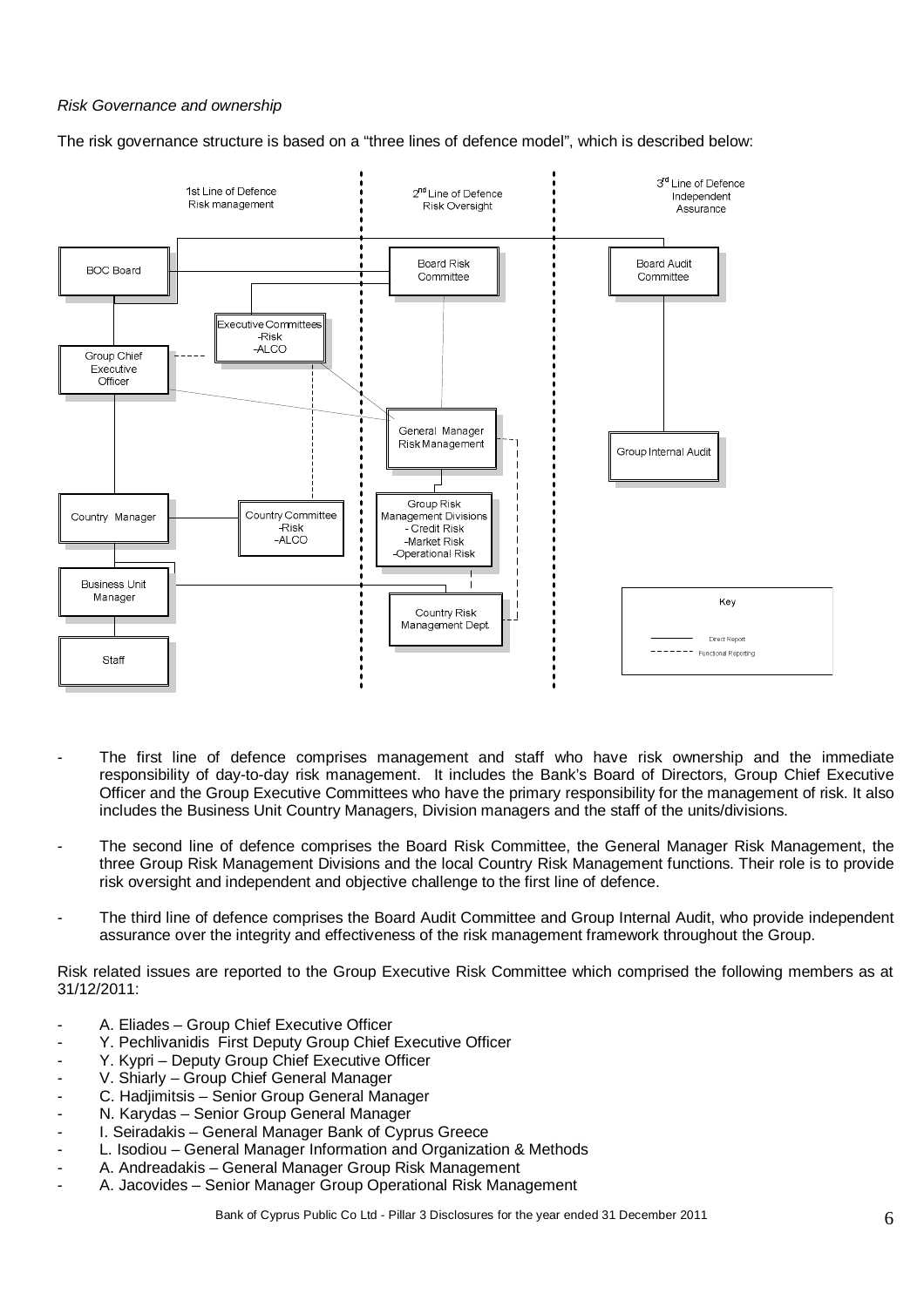*Risk Governance and ownership*

The risk governance structure is based on a "three lines of defence model", which is described below:

1st Line of Defence Risk management | 2nd Line of Defence Risk Oversight | 3rd Line of Defence Independent Assurance

BOC Board | Board Risk Committee | Board Audit Committee

Executive Committees -Risk -ALCO

Group Chief Executive Officer

General Manager Risk Management

Group Internal Audit

Country Manager | Country Committee -Risk -ALCO | Group Risk Management Divisions - Credit Risk -Market Risk -Operational Risk

Business Unit Manager | Country Risk Management Dept.

Staff

Key: Direct Report; Functional Reporting

- The first line of defence comprises management and staff who have risk ownership and the immediate responsibility of day-to-day risk management. It includes the Bank's Board of Directors, Group Chief Executive Officer and the Group Executive Committees who have the primary responsibility for the management of risk. It also includes the Business Unit Country Managers, Division managers and the staff of the units/divisions.
- The second line of defence comprises the Board Risk Committee, the General Manager Risk Management, the three Group Risk Management Divisions and the local Country Risk Management functions. Their role is to provide risk oversight and independent and objective challenge to the first line of defence.
- The third line of defence comprises the Board Audit Committee and Group Internal Audit, who provide independent assurance over the integrity and effectiveness of the risk management framework throughout the Group.

Risk related issues are reported to the Group Executive Risk Committee which comprised the following members as at 31/12/2011:

- A. Eliades – Group Chief Executive Officer
- Y. Pechlivanidis First Deputy Group Chief Executive Officer
- Y. Kypri – Deputy Group Chief Executive Officer
- V. Shiarly – Group Chief General Manager
- C. Hadjimitsis – Senior Group General Manager
- N. Karydas – Senior Group General Manager
- I. Seiradakis – General Manager Bank of Cyprus Greece
- L. Isodiou – General Manager Information and Organization & Methods
- A. Andreadakis – General Manager Group Risk Management
- A. Jacovides – Senior Manager Group Operational Risk Management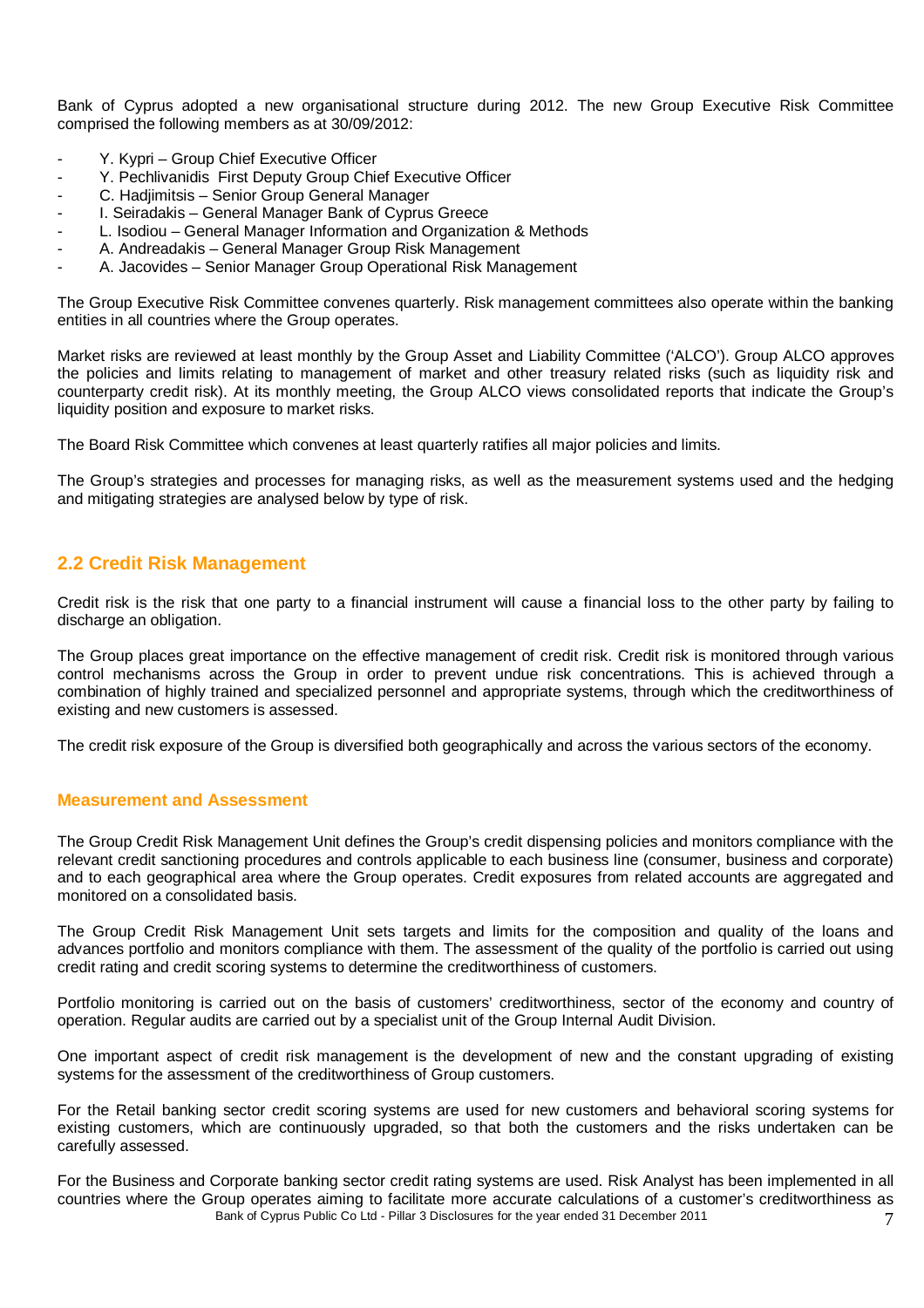Bank of Cyprus adopted a new organisational structure during 2012. The new Group Executive Risk Committee comprised the following members as at 30/09/2012:

- Y. Kypri – Group Chief Executive Officer
- Y. Pechlivanidis First Deputy Group Chief Executive Officer
- C. Hadjimitsis – Senior Group General Manager
- I. Seiradakis – General Manager Bank of Cyprus Greece
- L. Isodiou – General Manager Information and Organization & Methods
- A. Andreadakis – General Manager Group Risk Management
- A. Jacovides – Senior Manager Group Operational Risk Management

The Group Executive Risk Committee convenes quarterly. Risk management committees also operate within the banking entities in all countries where the Group operates.

Market risks are reviewed at least monthly by the Group Asset and Liability Committee ('ALCO'). Group ALCO approves the policies and limits relating to management of market and other treasury related risks (such as liquidity risk and counterparty credit risk). At its monthly meeting, the Group ALCO views consolidated reports that indicate the Group's liquidity position and exposure to market risks.

The Board Risk Committee which convenes at least quarterly ratifies all major policies and limits.

The Group's strategies and processes for managing risks, as well as the measurement systems used and the hedging and mitigating strategies are analysed below by type of risk.

## 2.2 Credit Risk Management

Credit risk is the risk that one party to a financial instrument will cause a financial loss to the other party by failing to discharge an obligation.

The Group places great importance on the effective management of credit risk. Credit risk is monitored through various control mechanisms across the Group in order to prevent undue risk concentrations. This is achieved through a combination of highly trained and specialized personnel and appropriate systems, through which the creditworthiness of existing and new customers is assessed.

The credit risk exposure of the Group is diversified both geographically and across the various sectors of the economy.

### Measurement and Assessment

The Group Credit Risk Management Unit defines the Group's credit dispensing policies and monitors compliance with the relevant credit sanctioning procedures and controls applicable to each business line (consumer, business and corporate) and to each geographical area where the Group operates. Credit exposures from related accounts are aggregated and monitored on a consolidated basis.

The Group Credit Risk Management Unit sets targets and limits for the composition and quality of the loans and advances portfolio and monitors compliance with them. The assessment of the quality of the portfolio is carried out using credit rating and credit scoring systems to determine the creditworthiness of customers.

Portfolio monitoring is carried out on the basis of customers' creditworthiness, sector of the economy and country of operation. Regular audits are carried out by a specialist unit of the Group Internal Audit Division.

One important aspect of credit risk management is the development of new and the constant upgrading of existing systems for the assessment of the creditworthiness of Group customers.

For the Retail banking sector credit scoring systems are used for new customers and behavioral scoring systems for existing customers, which are continuously upgraded, so that both the customers and the risks undertaken can be carefully assessed.

For the Business and Corporate banking sector credit rating systems are used. Risk Analyst has been implemented in all countries where the Group operates aiming to facilitate more accurate calculations of a customer's creditworthiness as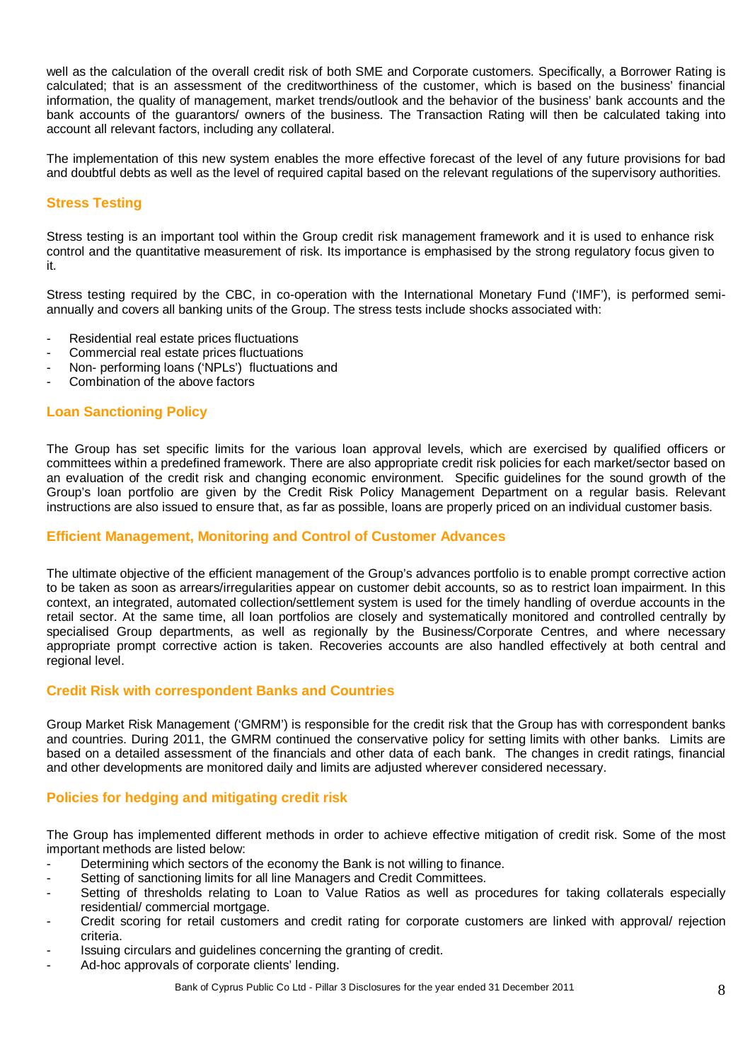well as the calculation of the overall credit risk of both SME and Corporate customers. Specifically, a Borrower Rating is calculated; that is an assessment of the creditworthiness of the customer, which is based on the business' financial information, the quality of management, market trends/outlook and the behavior of the business' bank accounts and the bank accounts of the guarantors/ owners of the business. The Transaction Rating will then be calculated taking into account all relevant factors, including any collateral.

The implementation of this new system enables the more effective forecast of the level of any future provisions for bad and doubtful debts as well as the level of required capital based on the relevant regulations of the supervisory authorities.

### Stress Testing

Stress testing is an important tool within the Group credit risk management framework and it is used to enhance risk control and the quantitative measurement of risk. Its importance is emphasised by the strong regulatory focus given to it.

Stress testing required by the CBC, in co-operation with the International Monetary Fund ('IMF'), is performed semi-annually and covers all banking units of the Group. The stress tests include shocks associated with:

- Residential real estate prices fluctuations
- Commercial real estate prices fluctuations
- Non- performing loans ('NPLs') fluctuations and
- Combination of the above factors

### Loan Sanctioning Policy

The Group has set specific limits for the various loan approval levels, which are exercised by qualified officers or committees within a predefined framework. There are also appropriate credit risk policies for each market/sector based on an evaluation of the credit risk and changing economic environment. Specific guidelines for the sound growth of the Group's loan portfolio are given by the Credit Risk Policy Management Department on a regular basis. Relevant instructions are also issued to ensure that, as far as possible, loans are properly priced on an individual customer basis.

### Efficient Management, Monitoring and Control of Customer Advances

The ultimate objective of the efficient management of the Group's advances portfolio is to enable prompt corrective action to be taken as soon as arrears/irregularities appear on customer debit accounts, so as to restrict loan impairment. In this context, an integrated, automated collection/settlement system is used for the timely handling of overdue accounts in the retail sector. At the same time, all loan portfolios are closely and systematically monitored and controlled centrally by specialised Group departments, as well as regionally by the Business/Corporate Centres, and where necessary appropriate prompt corrective action is taken. Recoveries accounts are also handled effectively at both central and regional level.

### Credit Risk with correspondent Banks and Countries

Group Market Risk Management ('GMRM') is responsible for the credit risk that the Group has with correspondent banks and countries. During 2011, the GMRM continued the conservative policy for setting limits with other banks. Limits are based on a detailed assessment of the financials and other data of each bank. The changes in credit ratings, financial and other developments are monitored daily and limits are adjusted wherever considered necessary.

### Policies for hedging and mitigating credit risk

The Group has implemented different methods in order to achieve effective mitigation of credit risk. Some of the most important methods are listed below:

- Determining which sectors of the economy the Bank is not willing to finance.
- Setting of sanctioning limits for all line Managers and Credit Committees.
- Setting of thresholds relating to Loan to Value Ratios as well as procedures for taking collaterals especially residential/ commercial mortgage.
- Credit scoring for retail customers and credit rating for corporate customers are linked with approval/ rejection criteria.
- Issuing circulars and guidelines concerning the granting of credit.
- Ad-hoc approvals of corporate clients' lending.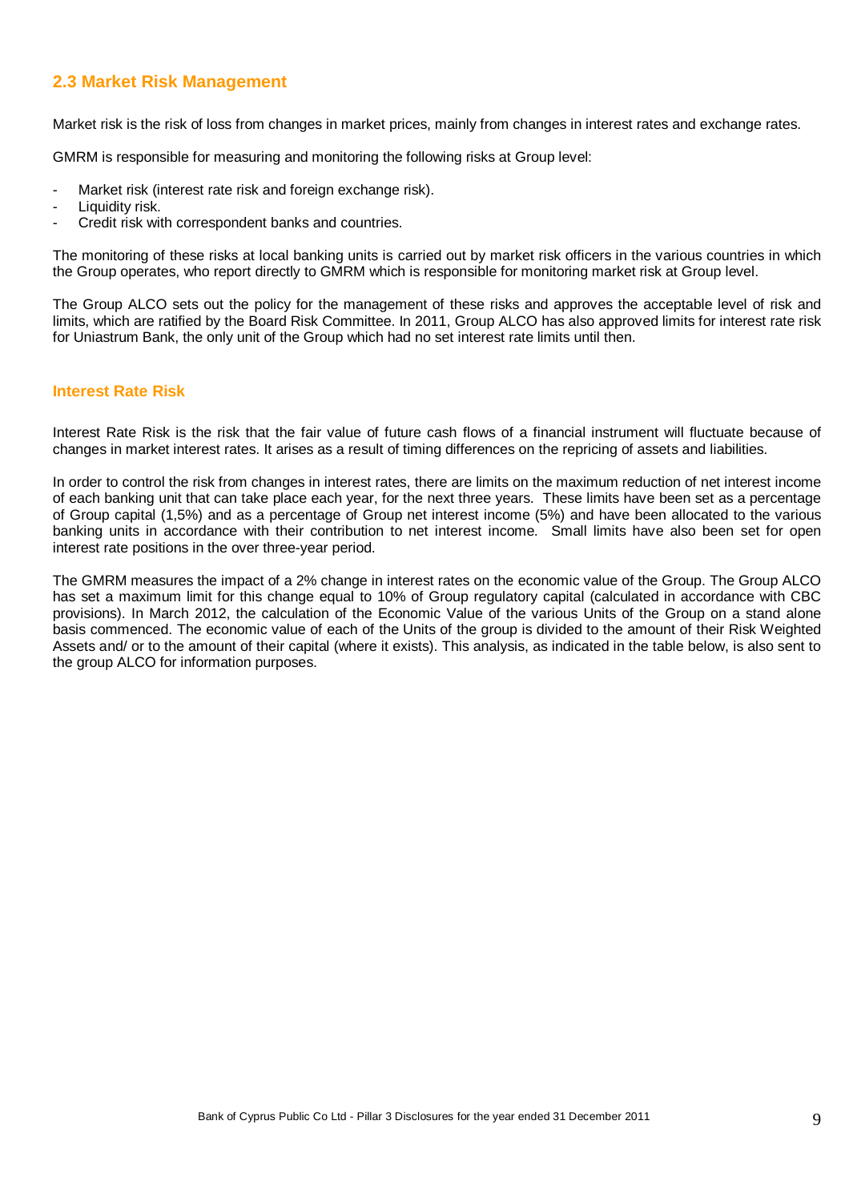## 2.3 Market Risk Management

Market risk is the risk of loss from changes in market prices, mainly from changes in interest rates and exchange rates.

GMRM is responsible for measuring and monitoring the following risks at Group level:

- Market risk (interest rate risk and foreign exchange risk).
- Liquidity risk.
- Credit risk with correspondent banks and countries.

The monitoring of these risks at local banking units is carried out by market risk officers in the various countries in which the Group operates, who report directly to GMRM which is responsible for monitoring market risk at Group level.

The Group ALCO sets out the policy for the management of these risks and approves the acceptable level of risk and limits, which are ratified by the Board Risk Committee. In 2011, Group ALCO has also approved limits for interest rate risk for Uniastrum Bank, the only unit of the Group which had no set interest rate limits until then.

### Interest Rate Risk

Interest Rate Risk is the risk that the fair value of future cash flows of a financial instrument will fluctuate because of changes in market interest rates. It arises as a result of timing differences on the repricing of assets and liabilities.

In order to control the risk from changes in interest rates, there are limits on the maximum reduction of net interest income of each banking unit that can take place each year, for the next three years. These limits have been set as a percentage of Group capital (1,5%) and as a percentage of Group net interest income (5%) and have been allocated to the various banking units in accordance with their contribution to net interest income. Small limits have also been set for open interest rate positions in the over three-year period.

The GMRM measures the impact of a 2% change in interest rates on the economic value of the Group. The Group ALCO has set a maximum limit for this change equal to 10% of Group regulatory capital (calculated in accordance with CBC provisions). In March 2012, the calculation of the Economic Value of the various Units of the Group on a stand alone basis commenced. The economic value of each of the Units of the group is divided to the amount of their Risk Weighted Assets and/ or to the amount of their capital (where it exists). This analysis, as indicated in the table below, is also sent to the group ALCO for information purposes.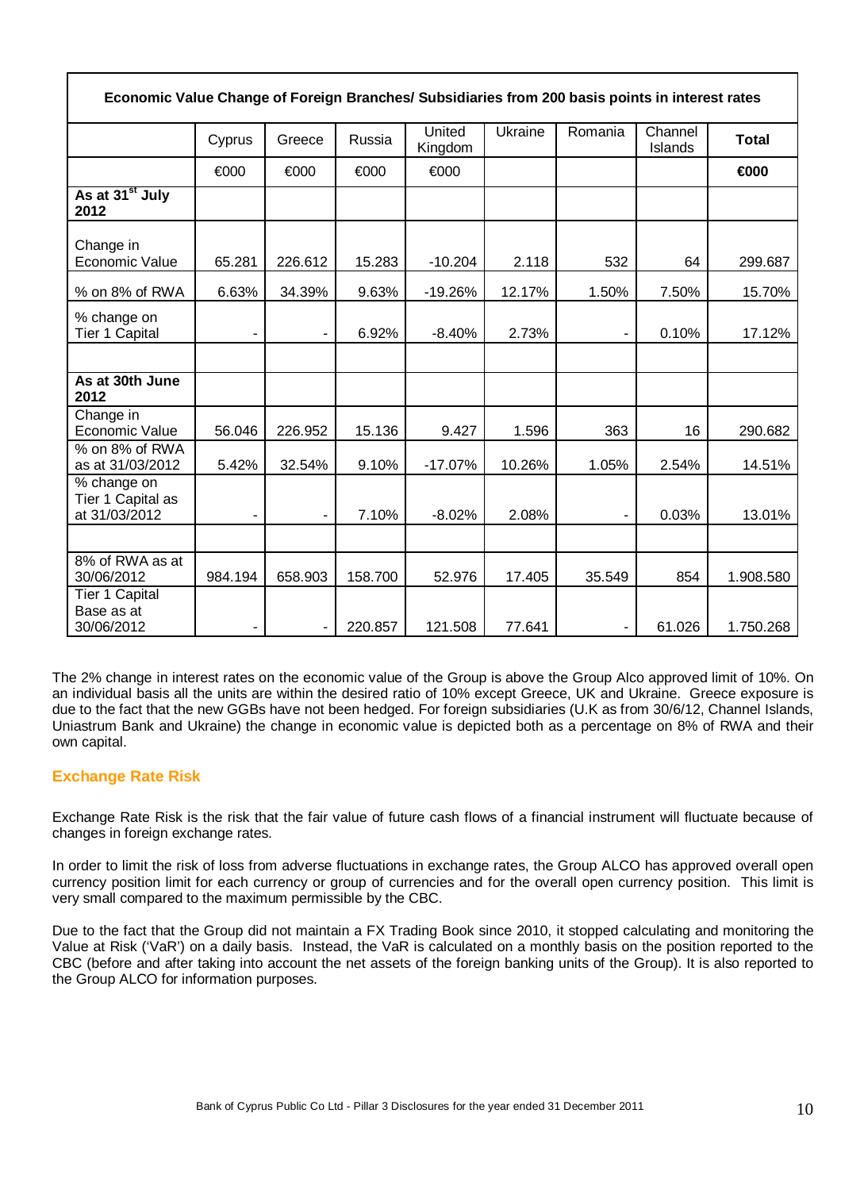| Economic Value Change of Foreign Branches/ Subsidiaries from 200 basis points in interest rates | | | | | | | | |
|---|---|---|---|---|---|---|---|---|
| | Cyprus | Greece | Russia | United Kingdom | Ukraine | Romania | Channel Islands | **Total** |
| | €000 | €000 | €000 | €000 | | | | **€000** |
| **As at 31st July 2012** | | | | | | | | |
| Change in Economic Value | 65.281 | 226.612 | 15.283 | -10.204 | 2.118 | 532 | 64 | 299.687 |
| % on 8% of RWA | 6.63% | 34.39% | 9.63% | -19.26% | 12.17% | 1.50% | 7.50% | 15.70% |
| % change on Tier 1 Capital | - | - | 6.92% | -8.40% | 2.73% | - | 0.10% | 17.12% |
| | | | | | | | | |
| **As at 30th June 2012** | | | | | | | | |
| Change in Economic Value | 56.046 | 226.952 | 15.136 | 9.427 | 1.596 | 363 | 16 | 290.682 |
| % on 8% of RWA as at 31/03/2012 | 5.42% | 32.54% | 9.10% | -17.07% | 10.26% | 1.05% | 2.54% | 14.51% |
| % change on Tier 1 Capital as at 31/03/2012 | - | - | 7.10% | -8.02% | 2.08% | - | 0.03% | 13.01% |
| | | | | | | | | |
| 8% of RWA as at 30/06/2012 | 984.194 | 658.903 | 158.700 | 52.976 | 17.405 | 35.549 | 854 | 1.908.580 |
| Tier 1 Capital Base as at 30/06/2012 | - | - | 220.857 | 121.508 | 77.641 | - | 61.026 | 1.750.268 |

The 2% change in interest rates on the economic value of the Group is above the Group Alco approved limit of 10%. On an individual basis all the units are within the desired ratio of 10% except Greece, UK and Ukraine. Greece exposure is due to the fact that the new GGBs have not been hedged. For foreign subsidiaries (U.K as from 30/6/12, Channel Islands, Uniastrum Bank and Ukraine) the change in economic value is depicted both as a percentage on 8% of RWA and their own capital.

## Exchange Rate Risk

Exchange Rate Risk is the risk that the fair value of future cash flows of a financial instrument will fluctuate because of changes in foreign exchange rates.

In order to limit the risk of loss from adverse fluctuations in exchange rates, the Group ALCO has approved overall open currency position limit for each currency or group of currencies and for the overall open currency position. This limit is very small compared to the maximum permissible by the CBC.

Due to the fact that the Group did not maintain a FX Trading Book since 2010, it stopped calculating and monitoring the Value at Risk ('VaR') on a daily basis. Instead, the VaR is calculated on a monthly basis on the position reported to the CBC (before and after taking into account the net assets of the foreign banking units of the Group). It is also reported to the Group ALCO for information purposes.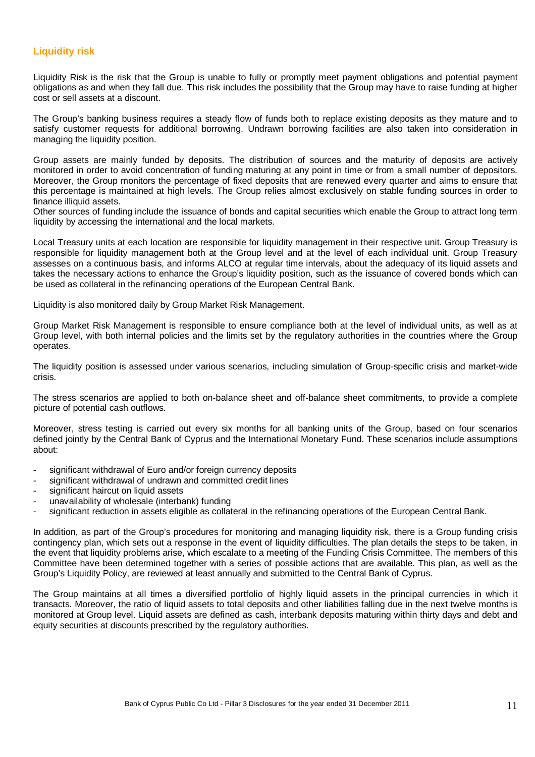## Liquidity risk

Liquidity Risk is the risk that the Group is unable to fully or promptly meet payment obligations and potential payment obligations as and when they fall due. This risk includes the possibility that the Group may have to raise funding at higher cost or sell assets at a discount.

The Group's banking business requires a steady flow of funds both to replace existing deposits as they mature and to satisfy customer requests for additional borrowing. Undrawn borrowing facilities are also taken into consideration in managing the liquidity position.

Group assets are mainly funded by deposits. The distribution of sources and the maturity of deposits are actively monitored in order to avoid concentration of funding maturing at any point in time or from a small number of depositors. Moreover, the Group monitors the percentage of fixed deposits that are renewed every quarter and aims to ensure that this percentage is maintained at high levels. The Group relies almost exclusively on stable funding sources in order to finance illiquid assets.
Other sources of funding include the issuance of bonds and capital securities which enable the Group to attract long term liquidity by accessing the international and the local markets.

Local Treasury units at each location are responsible for liquidity management in their respective unit. Group Treasury is responsible for liquidity management both at the Group level and at the level of each individual unit. Group Treasury assesses on a continuous basis, and informs ALCO at regular time intervals, about the adequacy of its liquid assets and takes the necessary actions to enhance the Group's liquidity position, such as the issuance of covered bonds which can be used as collateral in the refinancing operations of the European Central Bank.

Liquidity is also monitored daily by Group Market Risk Management.

Group Market Risk Management is responsible to ensure compliance both at the level of individual units, as well as at Group level, with both internal policies and the limits set by the regulatory authorities in the countries where the Group operates.

The liquidity position is assessed under various scenarios, including simulation of Group-specific crisis and market-wide crisis.

The stress scenarios are applied to both on-balance sheet and off-balance sheet commitments, to provide a complete picture of potential cash outflows.

Moreover, stress testing is carried out every six months for all banking units of the Group, based on four scenarios defined jointly by the Central Bank of Cyprus and the International Monetary Fund. These scenarios include assumptions about:

- significant withdrawal of Euro and/or foreign currency deposits
- significant withdrawal of undrawn and committed credit lines
- significant haircut on liquid assets
- unavailability of wholesale (interbank) funding
- significant reduction in assets eligible as collateral in the refinancing operations of the European Central Bank.

In addition, as part of the Group's procedures for monitoring and managing liquidity risk, there is a Group funding crisis contingency plan, which sets out a response in the event of liquidity difficulties. The plan details the steps to be taken, in the event that liquidity problems arise, which escalate to a meeting of the Funding Crisis Committee. The members of this Committee have been determined together with a series of possible actions that are available. This plan, as well as the Group's Liquidity Policy, are reviewed at least annually and submitted to the Central Bank of Cyprus.

The Group maintains at all times a diversified portfolio of highly liquid assets in the principal currencies in which it transacts. Moreover, the ratio of liquid assets to total deposits and other liabilities falling due in the next twelve months is monitored at Group level. Liquid assets are defined as cash, interbank deposits maturing within thirty days and debt and equity securities at discounts prescribed by the regulatory authorities.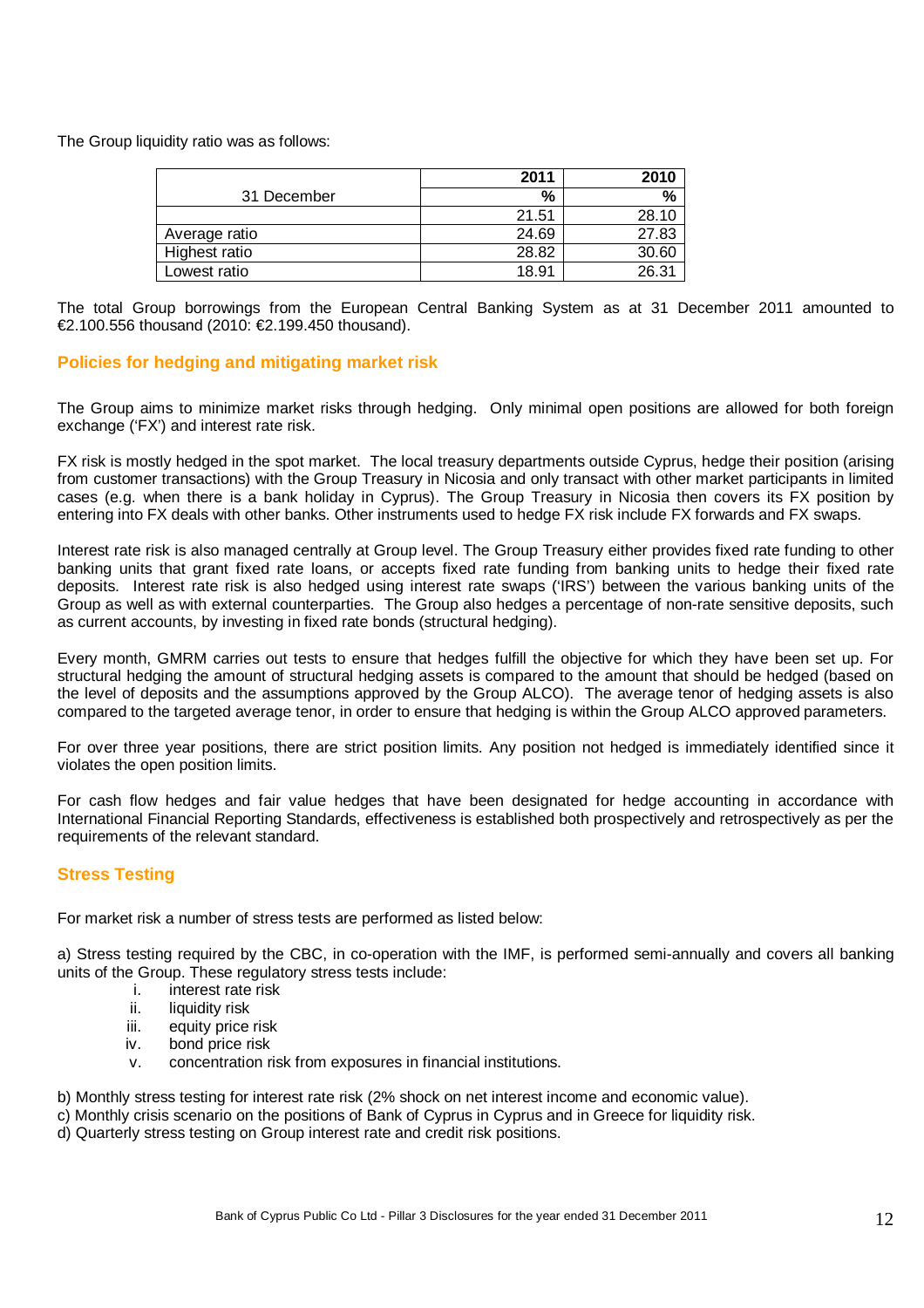The Group liquidity ratio was as follows:

| 31 December | 2011<br>% | 2010<br>% |
|---|---|---|
| | 21.51 | 28.10 |
| Average ratio | 24.69 | 27.83 |
| Highest ratio | 28.82 | 30.60 |
| Lowest ratio | 18.91 | 26.31 |

The total Group borrowings from the European Central Banking System as at 31 December 2011 amounted to €2.100.556 thousand (2010: €2.199.450 thousand).

## Policies for hedging and mitigating market risk

The Group aims to minimize market risks through hedging. Only minimal open positions are allowed for both foreign exchange ('FX') and interest rate risk.

FX risk is mostly hedged in the spot market. The local treasury departments outside Cyprus, hedge their position (arising from customer transactions) with the Group Treasury in Nicosia and only transact with other market participants in limited cases (e.g. when there is a bank holiday in Cyprus). The Group Treasury in Nicosia then covers its FX position by entering into FX deals with other banks. Other instruments used to hedge FX risk include FX forwards and FX swaps.

Interest rate risk is also managed centrally at Group level. The Group Treasury either provides fixed rate funding to other banking units that grant fixed rate loans, or accepts fixed rate funding from banking units to hedge their fixed rate deposits. Interest rate risk is also hedged using interest rate swaps ('IRS') between the various banking units of the Group as well as with external counterparties. The Group also hedges a percentage of non-rate sensitive deposits, such as current accounts, by investing in fixed rate bonds (structural hedging).

Every month, GMRM carries out tests to ensure that hedges fulfill the objective for which they have been set up. For structural hedging the amount of structural hedging assets is compared to the amount that should be hedged (based on the level of deposits and the assumptions approved by the Group ALCO). The average tenor of hedging assets is also compared to the targeted average tenor, in order to ensure that hedging is within the Group ALCO approved parameters.

For over three year positions, there are strict position limits. Any position not hedged is immediately identified since it violates the open position limits.

For cash flow hedges and fair value hedges that have been designated for hedge accounting in accordance with International Financial Reporting Standards, effectiveness is established both prospectively and retrospectively as per the requirements of the relevant standard.

## Stress Testing

For market risk a number of stress tests are performed as listed below:

a) Stress testing required by the CBC, in co-operation with the IMF, is performed semi-annually and covers all banking units of the Group. These regulatory stress tests include:

i. interest rate risk
ii. liquidity risk
iii. equity price risk
iv. bond price risk
v. concentration risk from exposures in financial institutions.

b) Monthly stress testing for interest rate risk (2% shock on net interest income and economic value).
c) Monthly crisis scenario on the positions of Bank of Cyprus in Cyprus and in Greece for liquidity risk.
d) Quarterly stress testing on Group interest rate and credit risk positions.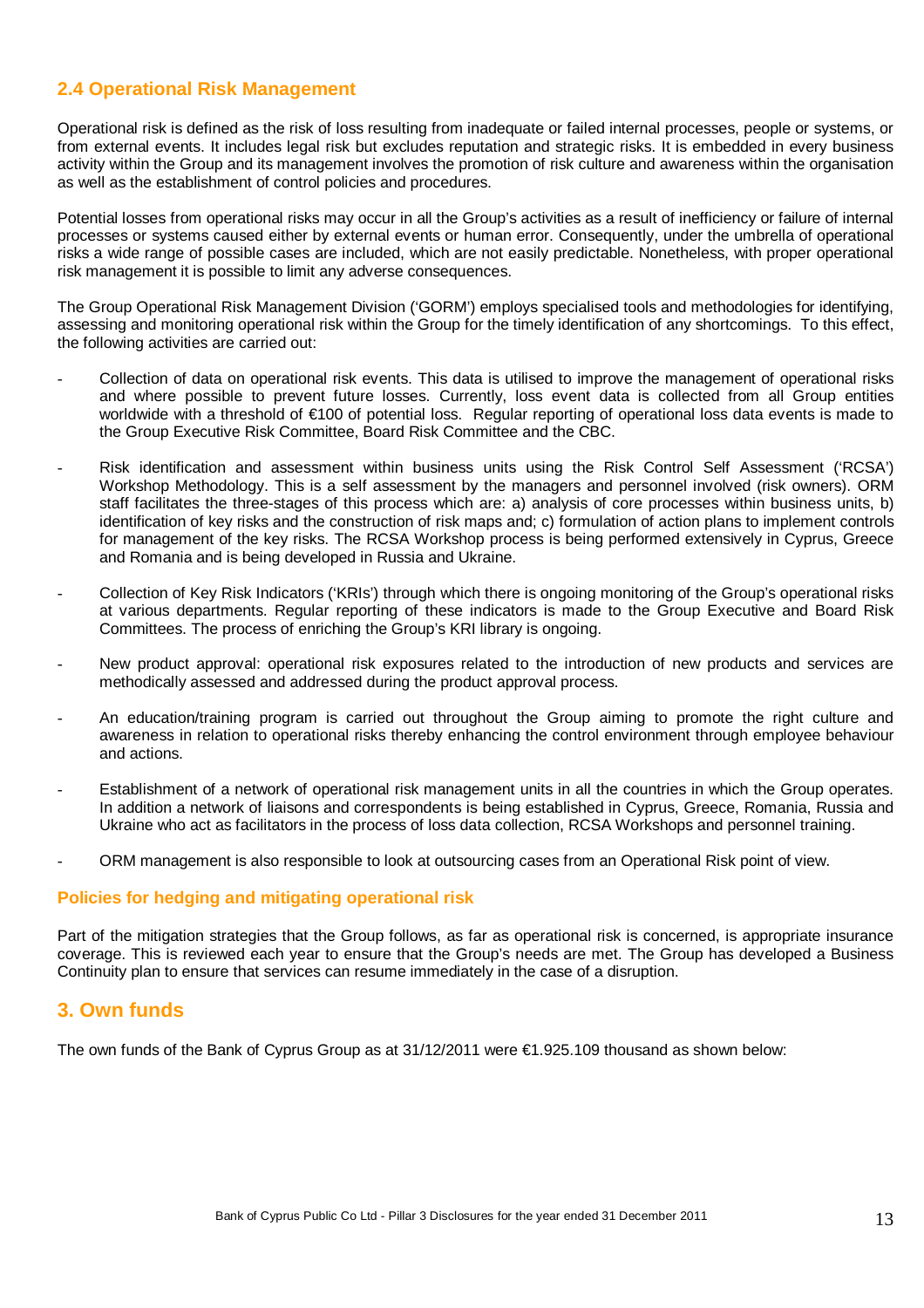## 2.4 Operational Risk Management

Operational risk is defined as the risk of loss resulting from inadequate or failed internal processes, people or systems, or from external events. It includes legal risk but excludes reputation and strategic risks. It is embedded in every business activity within the Group and its management involves the promotion of risk culture and awareness within the organisation as well as the establishment of control policies and procedures.

Potential losses from operational risks may occur in all the Group's activities as a result of inefficiency or failure of internal processes or systems caused either by external events or human error. Consequently, under the umbrella of operational risks a wide range of possible cases are included, which are not easily predictable. Nonetheless, with proper operational risk management it is possible to limit any adverse consequences.

The Group Operational Risk Management Division ('GORM') employs specialised tools and methodologies for identifying, assessing and monitoring operational risk within the Group for the timely identification of any shortcomings. To this effect, the following activities are carried out:

- Collection of data on operational risk events. This data is utilised to improve the management of operational risks and where possible to prevent future losses. Currently, loss event data is collected from all Group entities worldwide with a threshold of €100 of potential loss. Regular reporting of operational loss data events is made to the Group Executive Risk Committee, Board Risk Committee and the CBC.
- Risk identification and assessment within business units using the Risk Control Self Assessment ('RCSA') Workshop Methodology. This is a self assessment by the managers and personnel involved (risk owners). ORM staff facilitates the three-stages of this process which are: a) analysis of core processes within business units, b) identification of key risks and the construction of risk maps and; c) formulation of action plans to implement controls for management of the key risks. The RCSA Workshop process is being performed extensively in Cyprus, Greece and Romania and is being developed in Russia and Ukraine.
- Collection of Key Risk Indicators ('KRIs') through which there is ongoing monitoring of the Group's operational risks at various departments. Regular reporting of these indicators is made to the Group Executive and Board Risk Committees. The process of enriching the Group's KRI library is ongoing.
- New product approval: operational risk exposures related to the introduction of new products and services are methodically assessed and addressed during the product approval process.
- An education/training program is carried out throughout the Group aiming to promote the right culture and awareness in relation to operational risks thereby enhancing the control environment through employee behaviour and actions.
- Establishment of a network of operational risk management units in all the countries in which the Group operates. In addition a network of liaisons and correspondents is being established in Cyprus, Greece, Romania, Russia and Ukraine who act as facilitators in the process of loss data collection, RCSA Workshops and personnel training.
- ORM management is also responsible to look at outsourcing cases from an Operational Risk point of view.

### Policies for hedging and mitigating operational risk

Part of the mitigation strategies that the Group follows, as far as operational risk is concerned, is appropriate insurance coverage. This is reviewed each year to ensure that the Group's needs are met. The Group has developed a Business Continuity plan to ensure that services can resume immediately in the case of a disruption.

# 3. Own funds

The own funds of the Bank of Cyprus Group as at 31/12/2011 were €1.925.109 thousand as shown below: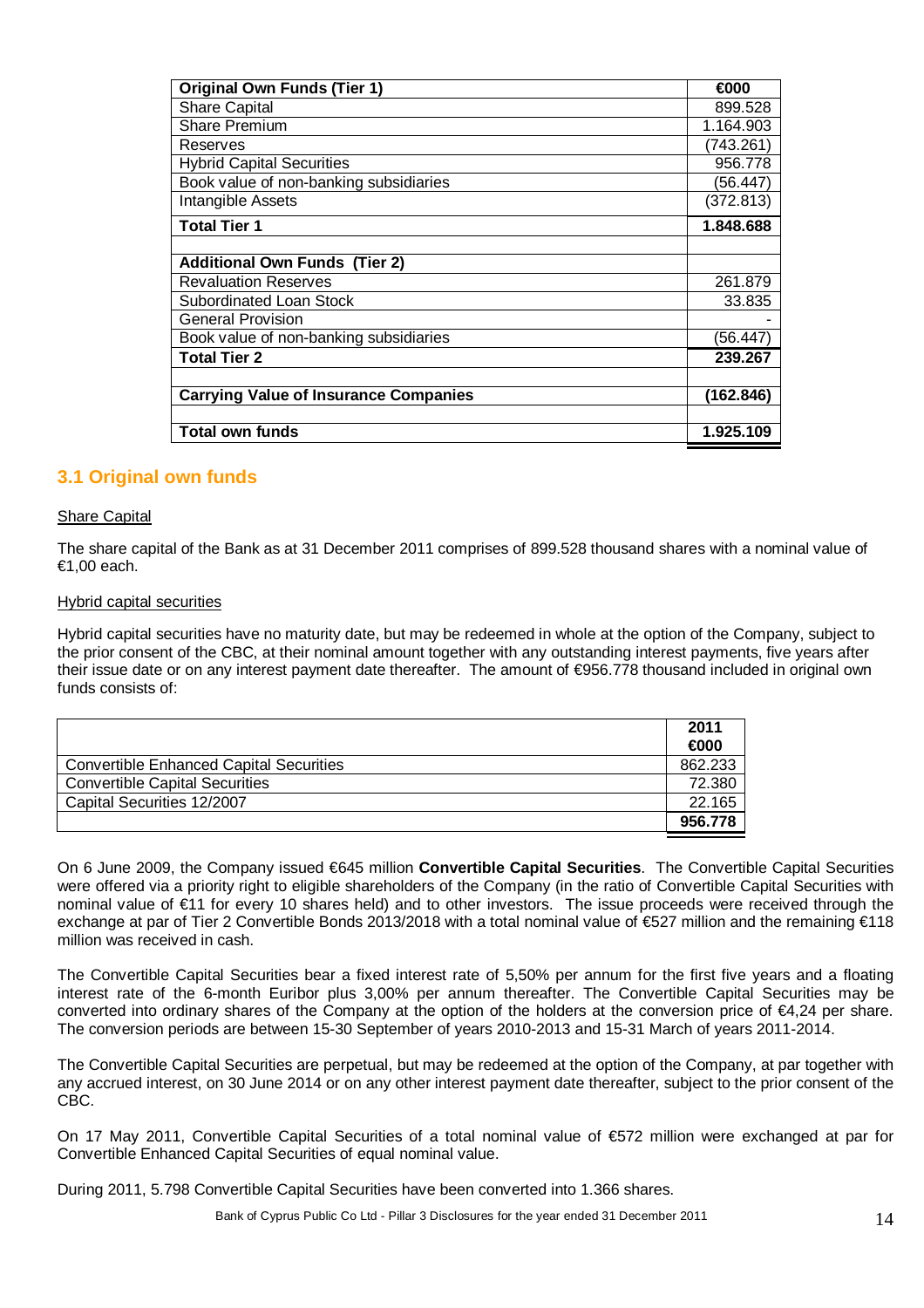| Original Own Funds (Tier 1) | €000 |
|---|---|
| Share Capital | 899.528 |
| Share Premium | 1.164.903 |
| Reserves | (743.261) |
| Hybrid Capital Securities | 956.778 |
| Book value of non-banking subsidiaries | (56.447) |
| Intangible Assets | (372.813) |
| **Total Tier 1** | **1.848.688** |
| | |
| **Additional Own Funds (Tier 2)** | |
| Revaluation Reserves | 261.879 |
| Subordinated Loan Stock | 33.835 |
| General Provision | - |
| Book value of non-banking subsidiaries | (56.447) |
| **Total Tier 2** | **239.267** |
| | |
| **Carrying Value of Insurance Companies** | **(162.846)** |
| | |
| **Total own funds** | **1.925.109** |

## 3.1 Original own funds

Share Capital

The share capital of the Bank as at 31 December 2011 comprises of 899.528 thousand shares with a nominal value of €1,00 each.

Hybrid capital securities

Hybrid capital securities have no maturity date, but may be redeemed in whole at the option of the Company, subject to the prior consent of the CBC, at their nominal amount together with any outstanding interest payments, five years after their issue date or on any interest payment date thereafter. The amount of €956.778 thousand included in original own funds consists of:

| | 2011<br>€000 |
|---|---|
| Convertible Enhanced Capital Securities | 862.233 |
| Convertible Capital Securities | 72.380 |
| Capital Securities 12/2007 | 22.165 |
| | **956.778** |

On 6 June 2009, the Company issued €645 million **Convertible Capital Securities**. The Convertible Capital Securities were offered via a priority right to eligible shareholders of the Company (in the ratio of Convertible Capital Securities with nominal value of €11 for every 10 shares held) and to other investors. The issue proceeds were received through the exchange at par of Tier 2 Convertible Bonds 2013/2018 with a total nominal value of €527 million and the remaining €118 million was received in cash.

The Convertible Capital Securities bear a fixed interest rate of 5,50% per annum for the first five years and a floating interest rate of the 6-month Euribor plus 3,00% per annum thereafter. The Convertible Capital Securities may be converted into ordinary shares of the Company at the option of the holders at the conversion price of €4,24 per share. The conversion periods are between 15-30 September of years 2010-2013 and 15-31 March of years 2011-2014.

The Convertible Capital Securities are perpetual, but may be redeemed at the option of the Company, at par together with any accrued interest, on 30 June 2014 or on any other interest payment date thereafter, subject to the prior consent of the CBC.

On 17 May 2011, Convertible Capital Securities of a total nominal value of €572 million were exchanged at par for Convertible Enhanced Capital Securities of equal nominal value.

During 2011, 5.798 Convertible Capital Securities have been converted into 1.366 shares.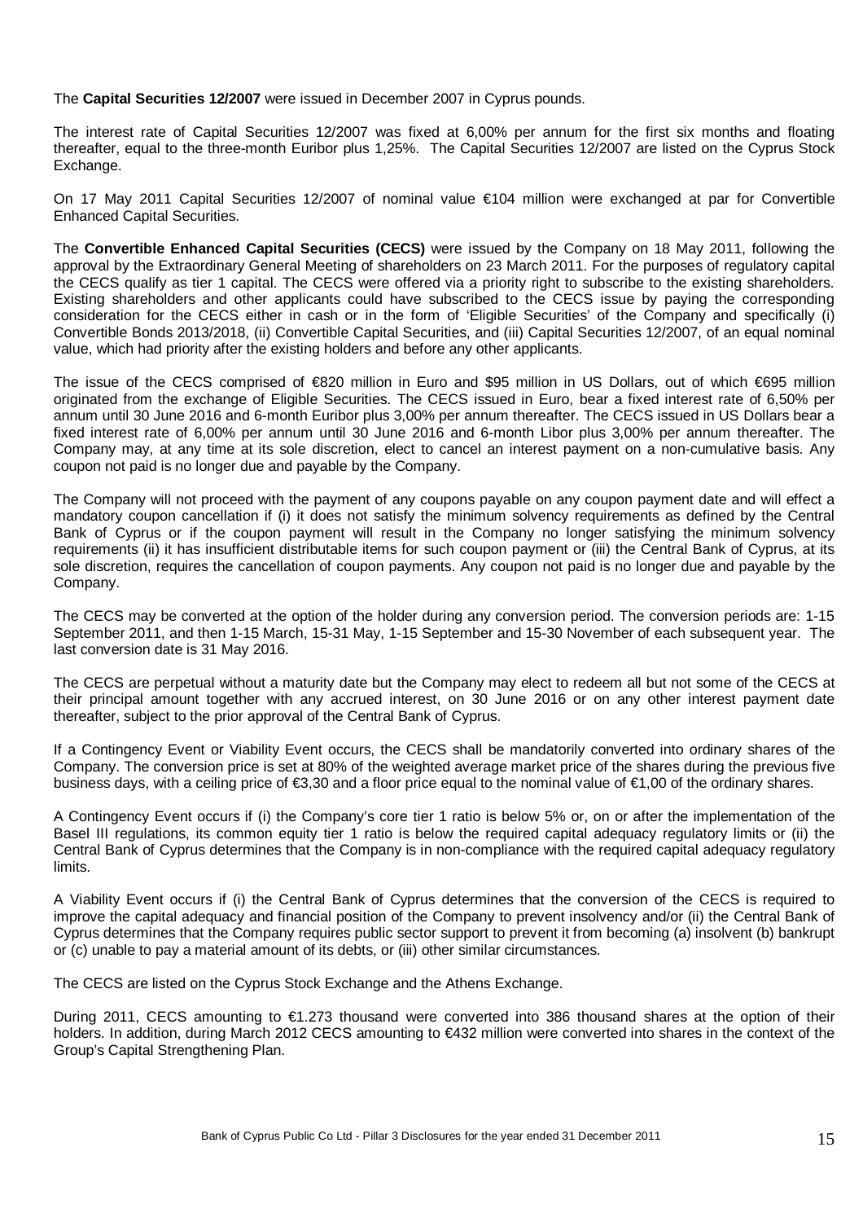The **Capital Securities 12/2007** were issued in December 2007 in Cyprus pounds.

The interest rate of Capital Securities 12/2007 was fixed at 6,00% per annum for the first six months and floating thereafter, equal to the three-month Euribor plus 1,25%. The Capital Securities 12/2007 are listed on the Cyprus Stock Exchange.

On 17 May 2011 Capital Securities 12/2007 of nominal value €104 million were exchanged at par for Convertible Enhanced Capital Securities.

The **Convertible Enhanced Capital Securities (CECS)** were issued by the Company on 18 May 2011, following the approval by the Extraordinary General Meeting of shareholders on 23 March 2011. For the purposes of regulatory capital the CECS qualify as tier 1 capital. The CECS were offered via a priority right to subscribe to the existing shareholders. Existing shareholders and other applicants could have subscribed to the CECS issue by paying the corresponding consideration for the CECS either in cash or in the form of 'Eligible Securities' of the Company and specifically (i) Convertible Bonds 2013/2018, (ii) Convertible Capital Securities, and (iii) Capital Securities 12/2007, of an equal nominal value, which had priority after the existing holders and before any other applicants.

The issue of the CECS comprised of €820 million in Euro and $95 million in US Dollars, out of which €695 million originated from the exchange of Eligible Securities. The CECS issued in Euro, bear a fixed interest rate of 6,50% per annum until 30 June 2016 and 6-month Euribor plus 3,00% per annum thereafter. The CECS issued in US Dollars bear a fixed interest rate of 6,00% per annum until 30 June 2016 and 6-month Libor plus 3,00% per annum thereafter. The Company may, at any time at its sole discretion, elect to cancel an interest payment on a non-cumulative basis. Any coupon not paid is no longer due and payable by the Company.

The Company will not proceed with the payment of any coupons payable on any coupon payment date and will effect a mandatory coupon cancellation if (i) it does not satisfy the minimum solvency requirements as defined by the Central Bank of Cyprus or if the coupon payment will result in the Company no longer satisfying the minimum solvency requirements (ii) it has insufficient distributable items for such coupon payment or (iii) the Central Bank of Cyprus, at its sole discretion, requires the cancellation of coupon payments. Any coupon not paid is no longer due and payable by the Company.

The CECS may be converted at the option of the holder during any conversion period. The conversion periods are: 1-15 September 2011, and then 1-15 March, 15-31 May, 1-15 September and 15-30 November of each subsequent year. The last conversion date is 31 May 2016.

The CECS are perpetual without a maturity date but the Company may elect to redeem all but not some of the CECS at their principal amount together with any accrued interest, on 30 June 2016 or on any other interest payment date thereafter, subject to the prior approval of the Central Bank of Cyprus.

If a Contingency Event or Viability Event occurs, the CECS shall be mandatorily converted into ordinary shares of the Company. The conversion price is set at 80% of the weighted average market price of the shares during the previous five business days, with a ceiling price of €3,30 and a floor price equal to the nominal value of €1,00 of the ordinary shares.

A Contingency Event occurs if (i) the Company's core tier 1 ratio is below 5% or, on or after the implementation of the Basel III regulations, its common equity tier 1 ratio is below the required capital adequacy regulatory limits or (ii) the Central Bank of Cyprus determines that the Company is in non-compliance with the required capital adequacy regulatory limits.

A Viability Event occurs if (i) the Central Bank of Cyprus determines that the conversion of the CECS is required to improve the capital adequacy and financial position of the Company to prevent insolvency and/or (ii) the Central Bank of Cyprus determines that the Company requires public sector support to prevent it from becoming (a) insolvent (b) bankrupt or (c) unable to pay a material amount of its debts, or (iii) other similar circumstances.

The CECS are listed on the Cyprus Stock Exchange and the Athens Exchange.

During 2011, CECS amounting to €1.273 thousand were converted into 386 thousand shares at the option of their holders. In addition, during March 2012 CECS amounting to €432 million were converted into shares in the context of the Group's Capital Strengthening Plan.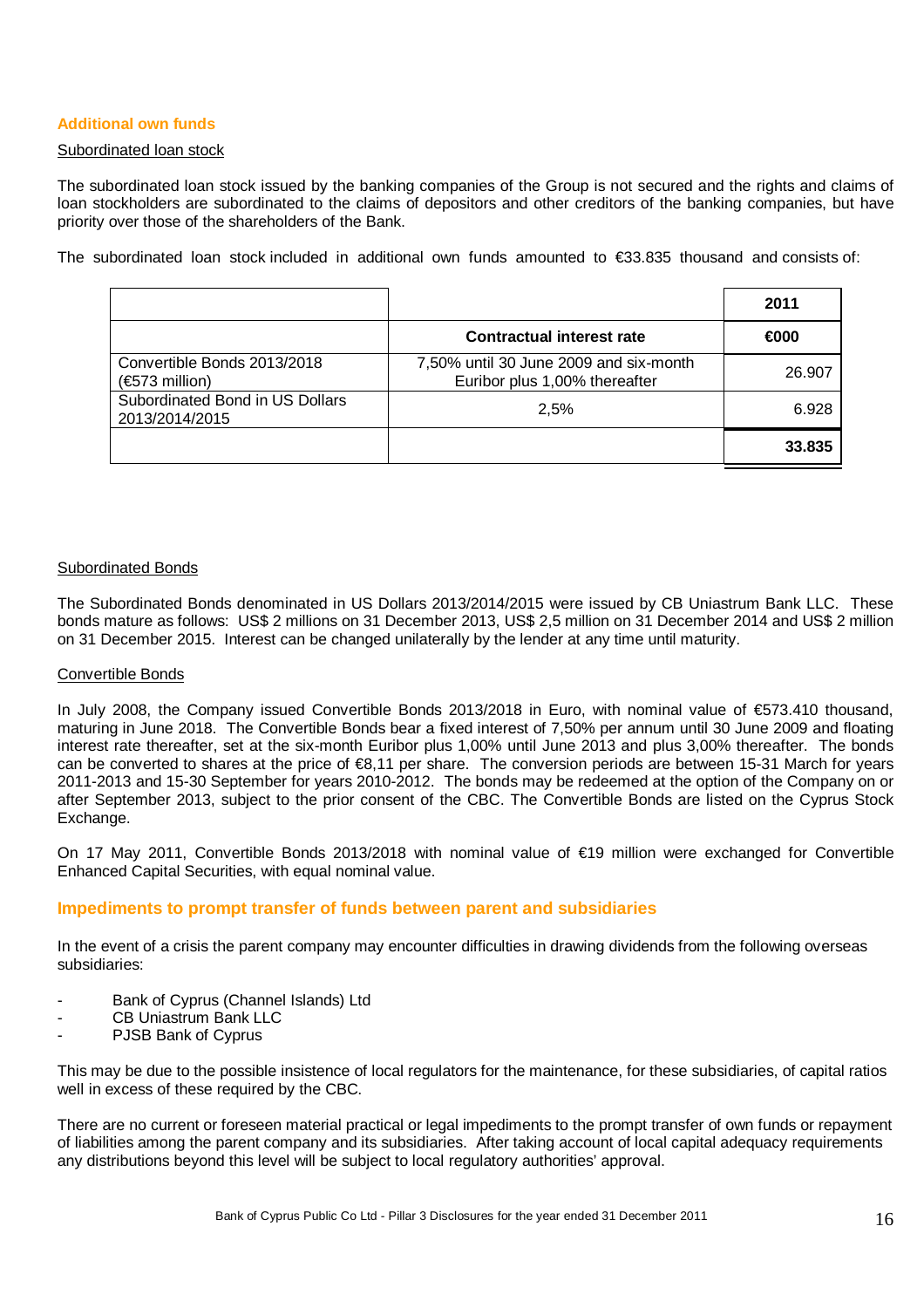## Additional own funds

Subordinated loan stock

The subordinated loan stock issued by the banking companies of the Group is not secured and the rights and claims of loan stockholders are subordinated to the claims of depositors and other creditors of the banking companies, but have priority over those of the shareholders of the Bank.

The subordinated loan stock included in additional own funds amounted to €33.835 thousand and consists of:

| | | 2011 |
|---|---|---|
| | **Contractual interest rate** | **€000** |
| Convertible Bonds 2013/2018 (€573 million) | 7,50% until 30 June 2009 and six-month Euribor plus 1,00% thereafter | 26.907 |
| Subordinated Bond in US Dollars 2013/2014/2015 | 2,5% | 6.928 |
| | | **33.835** |

Subordinated Bonds

The Subordinated Bonds denominated in US Dollars 2013/2014/2015 were issued by CB Uniastrum Bank LLC. These bonds mature as follows: US$ 2 millions on 31 December 2013, US$ 2,5 million on 31 December 2014 and US$ 2 million on 31 December 2015. Interest can be changed unilaterally by the lender at any time until maturity.

Convertible Bonds

In July 2008, the Company issued Convertible Bonds 2013/2018 in Euro, with nominal value of €573.410 thousand, maturing in June 2018. The Convertible Bonds bear a fixed interest of 7,50% per annum until 30 June 2009 and floating interest rate thereafter, set at the six-month Euribor plus 1,00% until June 2013 and plus 3,00% thereafter. The bonds can be converted to shares at the price of €8,11 per share. The conversion periods are between 15-31 March for years 2011-2013 and 15-30 September for years 2010-2012. The bonds may be redeemed at the option of the Company on or after September 2013, subject to the prior consent of the CBC. The Convertible Bonds are listed on the Cyprus Stock Exchange.

On 17 May 2011, Convertible Bonds 2013/2018 with nominal value of €19 million were exchanged for Convertible Enhanced Capital Securities, with equal nominal value.

## Impediments to prompt transfer of funds between parent and subsidiaries

In the event of a crisis the parent company may encounter difficulties in drawing dividends from the following overseas subsidiaries:

- Bank of Cyprus (Channel Islands) Ltd
- CB Uniastrum Bank LLC
- PJSB Bank of Cyprus

This may be due to the possible insistence of local regulators for the maintenance, for these subsidiaries, of capital ratios well in excess of these required by the CBC.

There are no current or foreseen material practical or legal impediments to the prompt transfer of own funds or repayment of liabilities among the parent company and its subsidiaries. After taking account of local capital adequacy requirements any distributions beyond this level will be subject to local regulatory authorities' approval.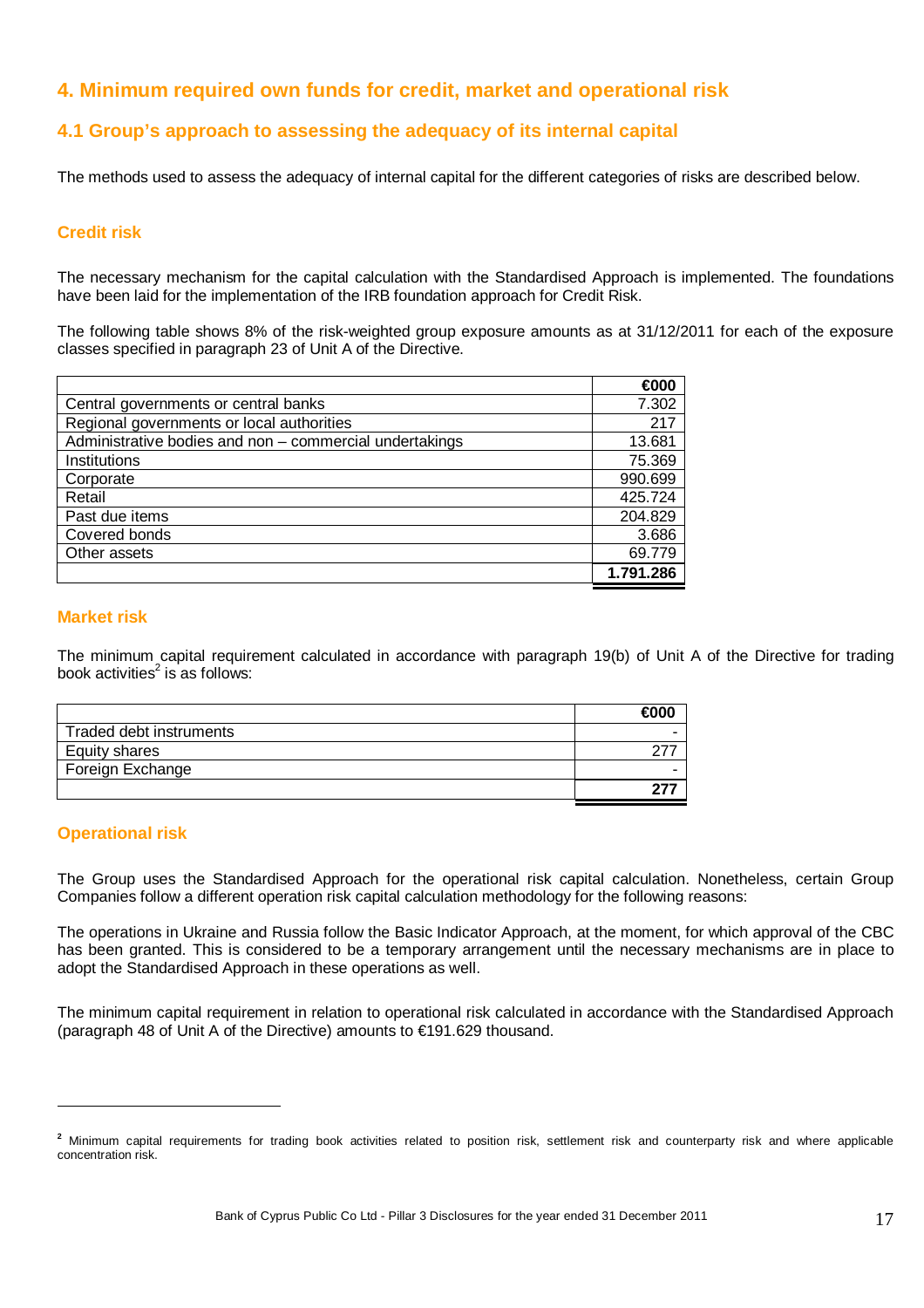## 4. Minimum required own funds for credit, market and operational risk

### 4.1 Group's approach to assessing the adequacy of its internal capital

The methods used to assess the adequacy of internal capital for the different categories of risks are described below.

#### Credit risk

The necessary mechanism for the capital calculation with the Standardised Approach is implemented. The foundations have been laid for the implementation of the IRB foundation approach for Credit Risk.

The following table shows 8% of the risk-weighted group exposure amounts as at 31/12/2011 for each of the exposure classes specified in paragraph 23 of Unit A of the Directive.

| | €000 |
|---|---|
| Central governments or central banks | 7.302 |
| Regional governments or local authorities | 217 |
| Administrative bodies and non – commercial undertakings | 13.681 |
| Institutions | 75.369 |
| Corporate | 990.699 |
| Retail | 425.724 |
| Past due items | 204.829 |
| Covered bonds | 3.686 |
| Other assets | 69.779 |
| | **1.791.286** |

#### Market risk

The minimum capital requirement calculated in accordance with paragraph 19(b) of Unit A of the Directive for trading book activities[2] is as follows:

| | €000 |
|---|---|
| Traded debt instruments | - |
| Equity shares | 277 |
| Foreign Exchange | - |
| | **277** |

#### Operational risk

The Group uses the Standardised Approach for the operational risk capital calculation. Nonetheless, certain Group Companies follow a different operation risk capital calculation methodology for the following reasons:

The operations in Ukraine and Russia follow the Basic Indicator Approach, at the moment, for which approval of the CBC has been granted. This is considered to be a temporary arrangement until the necessary mechanisms are in place to adopt the Standardised Approach in these operations as well.

The minimum capital requirement in relation to operational risk calculated in accordance with the Standardised Approach (paragraph 48 of Unit A of the Directive) amounts to €191.629 thousand.

---

[2] Minimum capital requirements for trading book activities related to position risk, settlement risk and counterparty risk and where applicable concentration risk.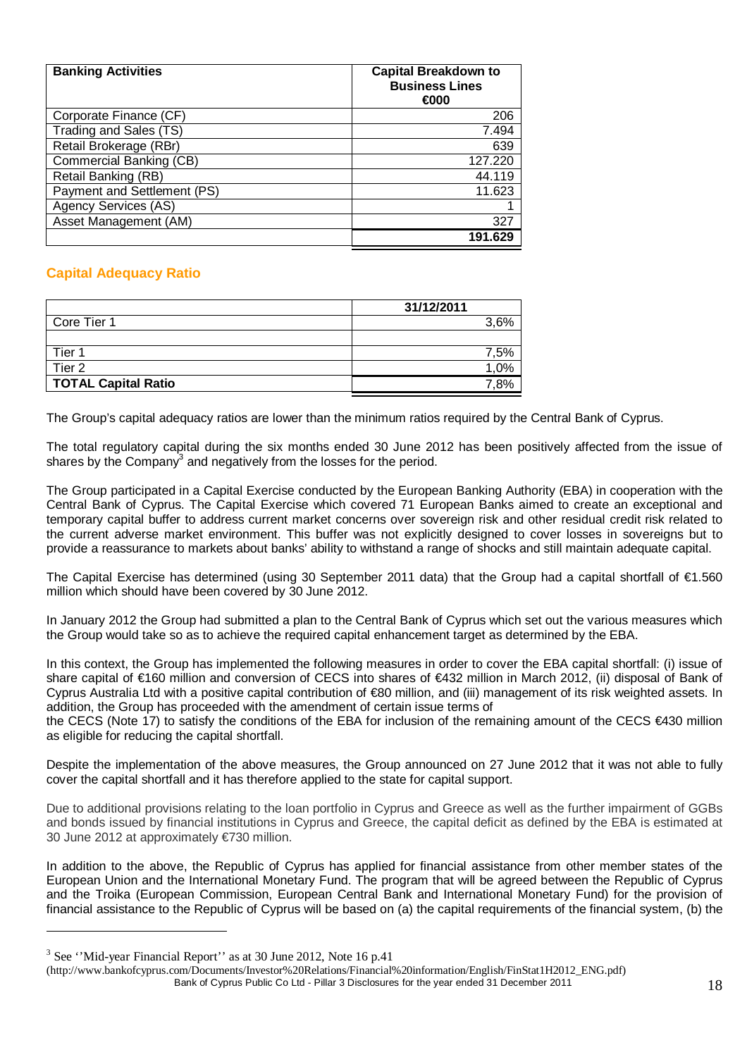| Banking Activities | Capital Breakdown to Business Lines €000 |
|---|---|
| Corporate Finance (CF) | 206 |
| Trading and Sales (TS) | 7.494 |
| Retail Brokerage (RBr) | 639 |
| Commercial Banking (CB) | 127.220 |
| Retail Banking (RB) | 44.119 |
| Payment and Settlement (PS) | 11.623 |
| Agency Services (AS) | 1 |
| Asset Management (AM) | 327 |
| | **191.629** |

## Capital Adequacy Ratio

| | 31/12/2011 |
|---|---|
| Core Tier 1 | 3,6% |
| | |
| Tier 1 | 7,5% |
| Tier 2 | 1,0% |
| **TOTAL Capital Ratio** | 7,8% |

The Group's capital adequacy ratios are lower than the minimum ratios required by the Central Bank of Cyprus.

The total regulatory capital during the six months ended 30 June 2012 has been positively affected from the issue of shares by the Company[3] and negatively from the losses for the period.

The Group participated in a Capital Exercise conducted by the European Banking Authority (EBA) in cooperation with the Central Bank of Cyprus. The Capital Exercise which covered 71 European Banks aimed to create an exceptional and temporary capital buffer to address current market concerns over sovereign risk and other residual credit risk related to the current adverse market environment. This buffer was not explicitly designed to cover losses in sovereigns but to provide a reassurance to markets about banks' ability to withstand a range of shocks and still maintain adequate capital.

The Capital Exercise has determined (using 30 September 2011 data) that the Group had a capital shortfall of €1.560 million which should have been covered by 30 June 2012.

In January 2012 the Group had submitted a plan to the Central Bank of Cyprus which set out the various measures which the Group would take so as to achieve the required capital enhancement target as determined by the EBA.

In this context, the Group has implemented the following measures in order to cover the EBA capital shortfall: (i) issue of share capital of €160 million and conversion of CECS into shares of €432 million in March 2012, (ii) disposal of Bank of Cyprus Australia Ltd with a positive capital contribution of €80 million, and (iii) management of its risk weighted assets. In addition, the Group has proceeded with the amendment of certain issue terms of the CECS (Note 17) to satisfy the conditions of the EBA for inclusion of the remaining amount of the CECS €430 million as eligible for reducing the capital shortfall.

Despite the implementation of the above measures, the Group announced on 27 June 2012 that it was not able to fully cover the capital shortfall and it has therefore applied to the state for capital support.

Due to additional provisions relating to the loan portfolio in Cyprus and Greece as well as the further impairment of GGBs and bonds issued by financial institutions in Cyprus and Greece, the capital deficit as defined by the EBA is estimated at 30 June 2012 at approximately €730 million.

In addition to the above, the Republic of Cyprus has applied for financial assistance from other member states of the European Union and the International Monetary Fund. The program that will be agreed between the Republic of Cyprus and the Troika (European Commission, European Central Bank and International Monetary Fund) for the provision of financial assistance to the Republic of Cyprus will be based on (a) the capital requirements of the financial system, (b) the

[3] See ''Mid-year Financial Report'' as at 30 June 2012, Note 16 p.41 (http://www.bankofcyprus.com/Documents/Investor%20Relations/Financial%20information/English/FinStat1H2012_ENG.pdf)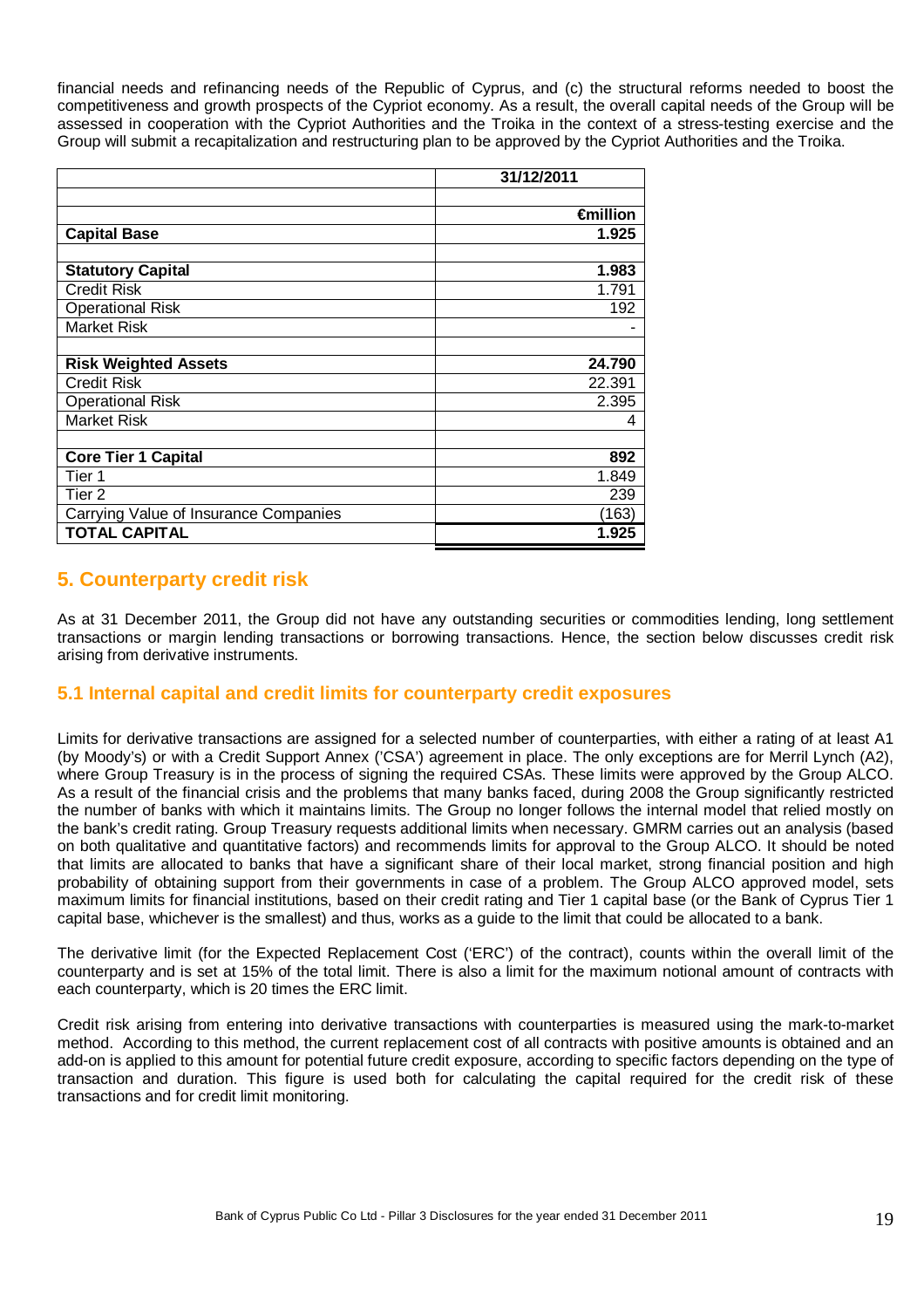financial needs and refinancing needs of the Republic of Cyprus, and (c) the structural reforms needed to boost the competitiveness and growth prospects of the Cypriot economy. As a result, the overall capital needs of the Group will be assessed in cooperation with the Cypriot Authorities and the Troika in the context of a stress-testing exercise and the Group will submit a recapitalization and restructuring plan to be approved by the Cypriot Authorities and the Troika.

| | 31/12/2011 |
|---|---|
| | |
| | €million |
| **Capital Base** | **1.925** |
| | |
| **Statutory Capital** | **1.983** |
| Credit Risk | 1.791 |
| Operational Risk | 192 |
| Market Risk | - |
| | |
| **Risk Weighted Assets** | **24.790** |
| Credit Risk | 22.391 |
| Operational Risk | 2.395 |
| Market Risk | 4 |
| | |
| **Core Tier 1 Capital** | **892** |
| Tier 1 | 1.849 |
| Tier 2 | 239 |
| Carrying Value of Insurance Companies | (163) |
| **TOTAL CAPITAL** | **1.925** |

## 5. Counterparty credit risk

As at 31 December 2011, the Group did not have any outstanding securities or commodities lending, long settlement transactions or margin lending transactions or borrowing transactions. Hence, the section below discusses credit risk arising from derivative instruments.

### 5.1 Internal capital and credit limits for counterparty credit exposures

Limits for derivative transactions are assigned for a selected number of counterparties, with either a rating of at least A1 (by Moody's) or with a Credit Support Annex ('CSA') agreement in place. The only exceptions are for Merril Lynch (A2), where Group Treasury is in the process of signing the required CSAs. These limits were approved by the Group ALCO. As a result of the financial crisis and the problems that many banks faced, during 2008 the Group significantly restricted the number of banks with which it maintains limits. The Group no longer follows the internal model that relied mostly on the bank's credit rating. Group Treasury requests additional limits when necessary. GMRM carries out an analysis (based on both qualitative and quantitative factors) and recommends limits for approval to the Group ALCO. It should be noted that limits are allocated to banks that have a significant share of their local market, strong financial position and high probability of obtaining support from their governments in case of a problem. The Group ALCO approved model, sets maximum limits for financial institutions, based on their credit rating and Tier 1 capital base (or the Bank of Cyprus Tier 1 capital base, whichever is the smallest) and thus, works as a guide to the limit that could be allocated to a bank.

The derivative limit (for the Expected Replacement Cost ('ERC') of the contract), counts within the overall limit of the counterparty and is set at 15% of the total limit. There is also a limit for the maximum notional amount of contracts with each counterparty, which is 20 times the ERC limit.

Credit risk arising from entering into derivative transactions with counterparties is measured using the mark-to-market method. According to this method, the current replacement cost of all contracts with positive amounts is obtained and an add-on is applied to this amount for potential future credit exposure, according to specific factors depending on the type of transaction and duration. This figure is used both for calculating the capital required for the credit risk of these transactions and for credit limit monitoring.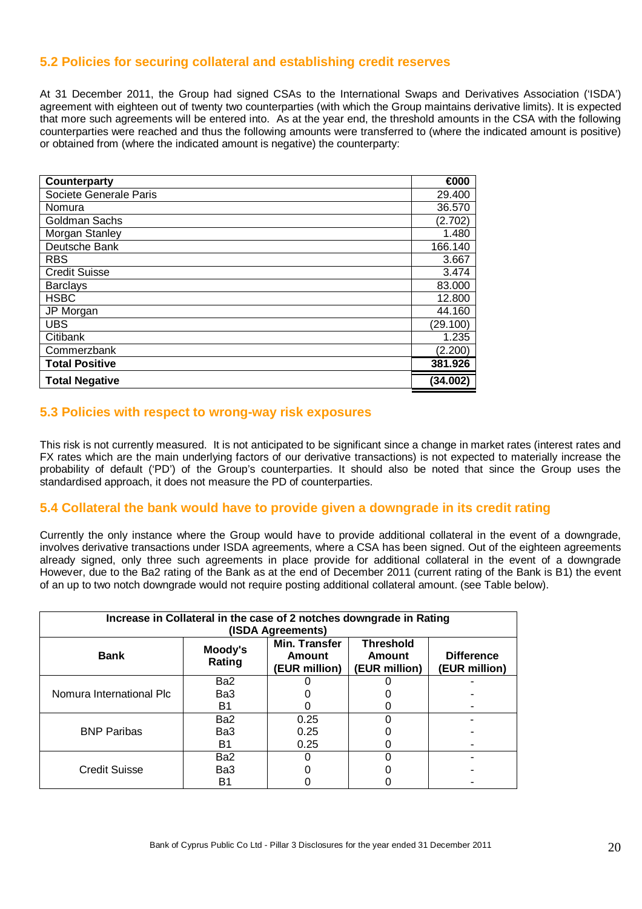## 5.2 Policies for securing collateral and establishing credit reserves

At 31 December 2011, the Group had signed CSAs to the International Swaps and Derivatives Association ('ISDA') agreement with eighteen out of twenty two counterparties (with which the Group maintains derivative limits). It is expected that more such agreements will be entered into. As at the year end, the threshold amounts in the CSA with the following counterparties were reached and thus the following amounts were transferred to (where the indicated amount is positive) or obtained from (where the indicated amount is negative) the counterparty:

| Counterparty | €000 |
|---|---|
| Societe Generale Paris | 29.400 |
| Nomura | 36.570 |
| Goldman Sachs | (2.702) |
| Morgan Stanley | 1.480 |
| Deutsche Bank | 166.140 |
| RBS | 3.667 |
| Credit Suisse | 3.474 |
| Barclays | 83.000 |
| HSBC | 12.800 |
| JP Morgan | 44.160 |
| UBS | (29.100) |
| Citibank | 1.235 |
| Commerzbank | (2.200) |
| **Total Positive** | **381.926** |
| **Total Negative** | **(34.002)** |

## 5.3 Policies with respect to wrong-way risk exposures

This risk is not currently measured. It is not anticipated to be significant since a change in market rates (interest rates and FX rates which are the main underlying factors of our derivative transactions) is not expected to materially increase the probability of default ('PD') of the Group's counterparties. It should also be noted that since the Group uses the standardised approach, it does not measure the PD of counterparties.

## 5.4 Collateral the bank would have to provide given a downgrade in its credit rating

Currently the only instance where the Group would have to provide additional collateral in the event of a downgrade, involves derivative transactions under ISDA agreements, where a CSA has been signed. Out of the eighteen agreements already signed, only three such agreements in place provide for additional collateral in the event of a downgrade However, due to the Ba2 rating of the Bank as at the end of December 2011 (current rating of the Bank is B1) the event of an up to two notch downgrade would not require posting additional collateral amount. (see Table below).

| **Increase in Collateral in the case of 2 notches downgrade in Rating (ISDA Agreements)** | | | | |
|---|---|---|---|---|
| **Bank** | **Moody's Rating** | **Min. Transfer Amount (EUR million)** | **Threshold Amount (EUR million)** | **Difference (EUR million)** |
| Nomura International Plc | Ba2 | 0 | 0 | - |
| | Ba3 | 0 | 0 | - |
| | B1 | 0 | 0 | - |
| BNP Paribas | Ba2 | 0.25 | 0 | - |
| | Ba3 | 0.25 | 0 | - |
| | B1 | 0.25 | 0 | - |
| Credit Suisse | Ba2 | 0 | 0 | - |
| | Ba3 | 0 | 0 | - |
| | B1 | 0 | 0 | - |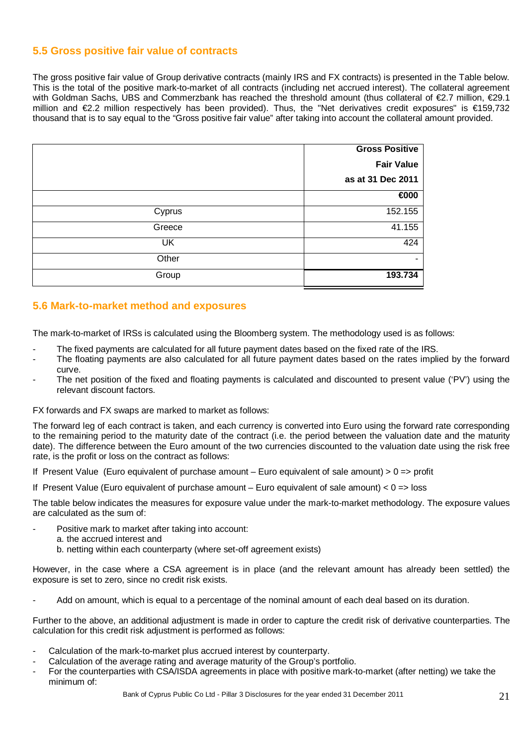## 5.5 Gross positive fair value of contracts

The gross positive fair value of Group derivative contracts (mainly IRS and FX contracts) is presented in the Table below. This is the total of the positive mark-to-market of all contracts (including net accrued interest). The collateral agreement with Goldman Sachs, UBS and Commerzbank has reached the threshold amount (thus collateral of €2.7 million, €29.1 million and €2.2 million respectively has been provided). Thus, the "Net derivatives credit exposures" is €159,732 thousand that is to say equal to the “Gross positive fair value” after taking into account the collateral amount provided.

| | Gross Positive Fair Value as at 31 Dec 2011 |
|---|---|
| | €000 |
| Cyprus | 152.155 |
| Greece | 41.155 |
| UK | 424 |
| Other | - |
| Group | **193.734** |

## 5.6 Mark-to-market method and exposures

The mark-to-market of IRSs is calculated using the Bloomberg system. The methodology used is as follows:

- The fixed payments are calculated for all future payment dates based on the fixed rate of the IRS.
- The floating payments are also calculated for all future payment dates based on the rates implied by the forward curve.
- The net position of the fixed and floating payments is calculated and discounted to present value (‘PV’) using the relevant discount factors.

FX forwards and FX swaps are marked to market as follows:

The forward leg of each contract is taken, and each currency is converted into Euro using the forward rate corresponding to the remaining period to the maturity date of the contract (i.e. the period between the valuation date and the maturity date). The difference between the Euro amount of the two currencies discounted to the valuation date using the risk free rate, is the profit or loss on the contract as follows:

If Present Value (Euro equivalent of purchase amount – Euro equivalent of sale amount) > 0 => profit

If Present Value (Euro equivalent of purchase amount – Euro equivalent of sale amount) < 0 => loss

The table below indicates the measures for exposure value under the mark-to-market methodology. The exposure values are calculated as the sum of:

- Positive mark to market after taking into account:
  a. the accrued interest and
  b. netting within each counterparty (where set-off agreement exists)

However, in the case where a CSA agreement is in place (and the relevant amount has already been settled) the exposure is set to zero, since no credit risk exists.

- Add on amount, which is equal to a percentage of the nominal amount of each deal based on its duration.

Further to the above, an additional adjustment is made in order to capture the credit risk of derivative counterparties. The calculation for this credit risk adjustment is performed as follows:

- Calculation of the mark-to-market plus accrued interest by counterparty.
- Calculation of the average rating and average maturity of the Group’s portfolio.
- For the counterparties with CSA/ISDA agreements in place with positive mark-to-market (after netting) we take the minimum of: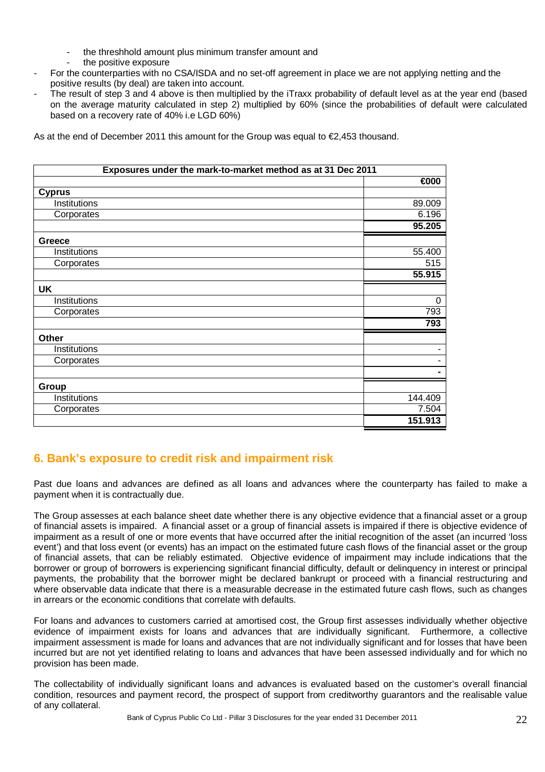- the threshhold amount plus minimum transfer amount and
- the positive exposure

- For the counterparties with no CSA/ISDA and no set-off agreement in place we are not applying netting and the positive results (by deal) are taken into account.
- The result of step 3 and 4 above is then multiplied by the iTraxx probability of default level as at the year end (based on the average maturity calculated in step 2) multiplied by 60% (since the probabilities of default were calculated based on a recovery rate of 40% i.e LGD 60%)

As at the end of December 2011 this amount for the Group was equal to €2,453 thousand.

| Exposures under the mark-to-market method as at 31 Dec 2011 | |
|---|---|
| | **€000** |
| **Cyprus** | |
| Institutions | 89.009 |
| Corporates | 6.196 |
| | **95.205** |
| **Greece** | |
| Institutions | 55.400 |
| Corporates | 515 |
| | **55.915** |
| **UK** | |
| Institutions | 0 |
| Corporates | 793 |
| | **793** |
| **Other** | |
| Institutions | - |
| Corporates | - |
| | **-** |
| **Group** | |
| Institutions | 144.409 |
| Corporates | 7.504 |
| | **151.913** |

## 6. Bank's exposure to credit risk and impairment risk

Past due loans and advances are defined as all loans and advances where the counterparty has failed to make a payment when it is contractually due.

The Group assesses at each balance sheet date whether there is any objective evidence that a financial asset or a group of financial assets is impaired. A financial asset or a group of financial assets is impaired if there is objective evidence of impairment as a result of one or more events that have occurred after the initial recognition of the asset (an incurred 'loss event') and that loss event (or events) has an impact on the estimated future cash flows of the financial asset or the group of financial assets, that can be reliably estimated. Objective evidence of impairment may include indications that the borrower or group of borrowers is experiencing significant financial difficulty, default or delinquency in interest or principal payments, the probability that the borrower might be declared bankrupt or proceed with a financial restructuring and where observable data indicate that there is a measurable decrease in the estimated future cash flows, such as changes in arrears or the economic conditions that correlate with defaults.

For loans and advances to customers carried at amortised cost, the Group first assesses individually whether objective evidence of impairment exists for loans and advances that are individually significant. Furthermore, a collective impairment assessment is made for loans and advances that are not individually significant and for losses that have been incurred but are not yet identified relating to loans and advances that have been assessed individually and for which no provision has been made.

The collectability of individually significant loans and advances is evaluated based on the customer's overall financial condition, resources and payment record, the prospect of support from creditworthy guarantors and the realisable value of any collateral.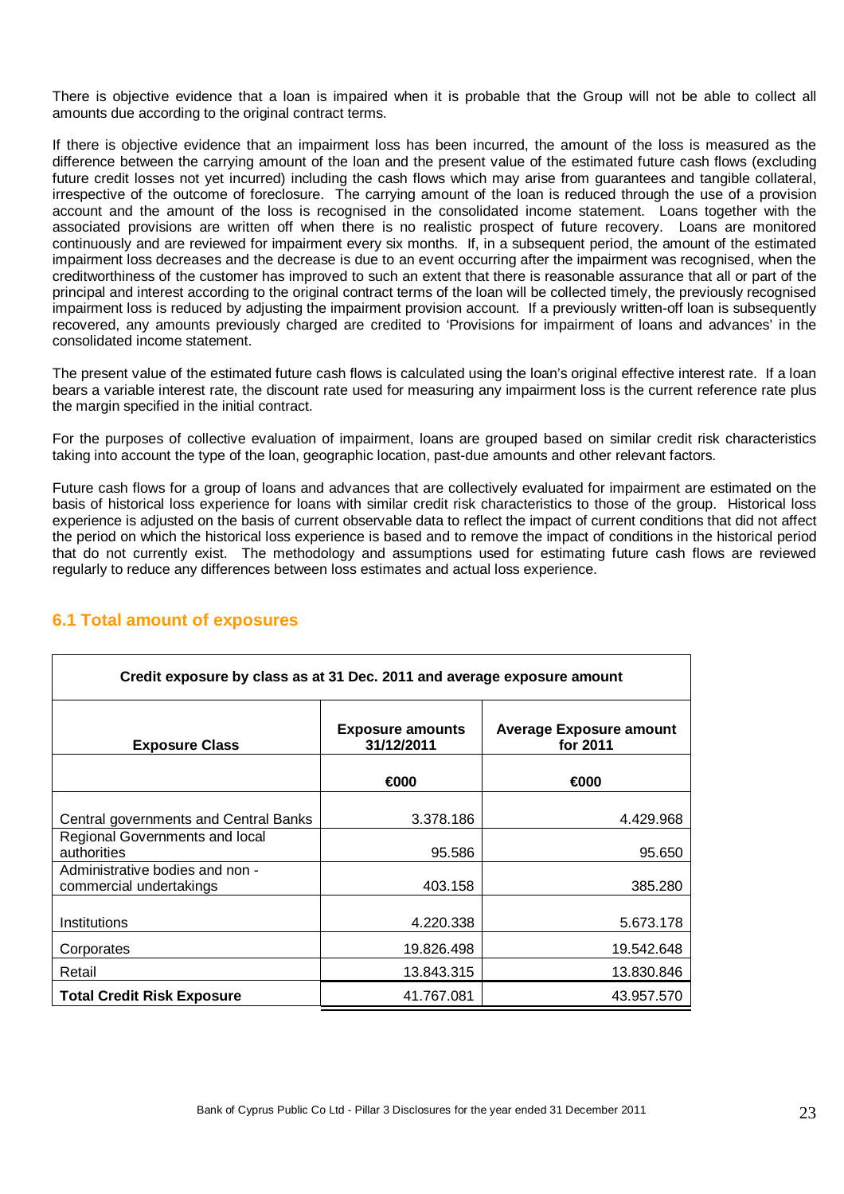There is objective evidence that a loan is impaired when it is probable that the Group will not be able to collect all amounts due according to the original contract terms.

If there is objective evidence that an impairment loss has been incurred, the amount of the loss is measured as the difference between the carrying amount of the loan and the present value of the estimated future cash flows (excluding future credit losses not yet incurred) including the cash flows which may arise from guarantees and tangible collateral, irrespective of the outcome of foreclosure. The carrying amount of the loan is reduced through the use of a provision account and the amount of the loss is recognised in the consolidated income statement. Loans together with the associated provisions are written off when there is no realistic prospect of future recovery. Loans are monitored continuously and are reviewed for impairment every six months. If, in a subsequent period, the amount of the estimated impairment loss decreases and the decrease is due to an event occurring after the impairment was recognised, when the creditworthiness of the customer has improved to such an extent that there is reasonable assurance that all or part of the principal and interest according to the original contract terms of the loan will be collected timely, the previously recognised impairment loss is reduced by adjusting the impairment provision account. If a previously written-off loan is subsequently recovered, any amounts previously charged are credited to 'Provisions for impairment of loans and advances' in the consolidated income statement.

The present value of the estimated future cash flows is calculated using the loan's original effective interest rate. If a loan bears a variable interest rate, the discount rate used for measuring any impairment loss is the current reference rate plus the margin specified in the initial contract.

For the purposes of collective evaluation of impairment, loans are grouped based on similar credit risk characteristics taking into account the type of the loan, geographic location, past-due amounts and other relevant factors.

Future cash flows for a group of loans and advances that are collectively evaluated for impairment are estimated on the basis of historical loss experience for loans with similar credit risk characteristics to those of the group. Historical loss experience is adjusted on the basis of current observable data to reflect the impact of current conditions that did not affect the period on which the historical loss experience is based and to remove the impact of conditions in the historical period that do not currently exist. The methodology and assumptions used for estimating future cash flows are reviewed regularly to reduce any differences between loss estimates and actual loss experience.

## 6.1 Total amount of exposures

**Credit exposure by class as at 31 Dec. 2011 and average exposure amount**

| **Exposure Class** | **Exposure amounts 31/12/2011** | **Average Exposure amount for 2011** |
|---|---|---|
| | **€000** | **€000** |
| Central governments and Central Banks | 3.378.186 | 4.429.968 |
| Regional Governments and local authorities | 95.586 | 95.650 |
| Administrative bodies and non - commercial undertakings | 403.158 | 385.280 |
| Institutions | 4.220.338 | 5.673.178 |
| Corporates | 19.826.498 | 19.542.648 |
| Retail | 13.843.315 | 13.830.846 |
| **Total Credit Risk Exposure** | 41.767.081 | 43.957.570 |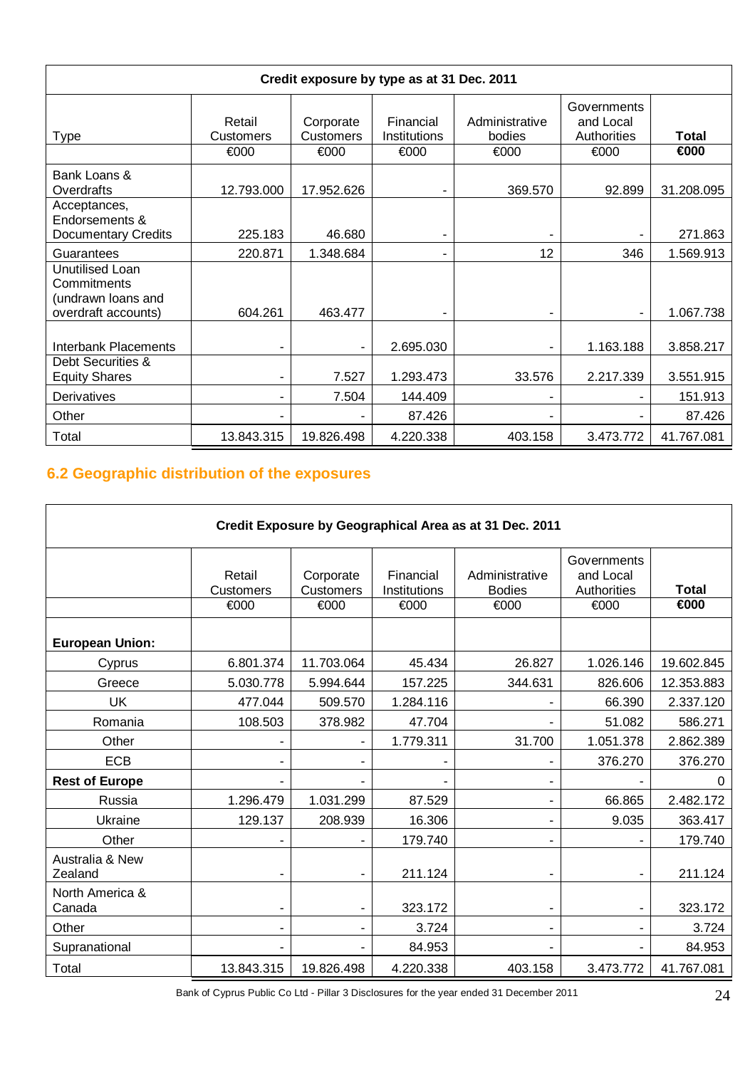| Credit exposure by type as at 31 Dec. 2011 | | | | | | |
|---|---|---|---|---|---|---|
| Type | Retail Customers | Corporate Customers | Financial Institutions | Administrative bodies | Governments and Local Authorities | **Total** |
| | €000 | €000 | €000 | €000 | €000 | **€000** |
| Bank Loans & Overdrafts | 12.793.000 | 17.952.626 | - | 369.570 | 92.899 | 31.208.095 |
| Acceptances, Endorsements & Documentary Credits | 225.183 | 46.680 | - | - | - | 271.863 |
| Guarantees | 220.871 | 1.348.684 | - | 12 | 346 | 1.569.913 |
| Unutilised Loan Commitments (undrawn loans and overdraft accounts) | 604.261 | 463.477 | - | - | - | 1.067.738 |
| Interbank Placements | - | - | 2.695.030 | - | 1.163.188 | 3.858.217 |
| Debt Securities & Equity Shares | - | 7.527 | 1.293.473 | 33.576 | 2.217.339 | 3.551.915 |
| Derivatives | - | 7.504 | 144.409 | - | - | 151.913 |
| Other | - | - | 87.426 | - | - | 87.426 |
| Total | 13.843.315 | 19.826.498 | 4.220.338 | 403.158 | 3.473.772 | 41.767.081 |

## 6.2 Geographic distribution of the exposures

| Credit Exposure by Geographical Area as at 31 Dec. 2011 | | | | | | |
|---|---|---|---|---|---|---|
| | Retail Customers | Corporate Customers | Financial Institutions | Administrative Bodies | Governments and Local Authorities | **Total** |
| | €000 | €000 | €000 | €000 | €000 | **€000** |
| **European Union:** | | | | | | |
| Cyprus | 6.801.374 | 11.703.064 | 45.434 | 26.827 | 1.026.146 | 19.602.845 |
| Greece | 5.030.778 | 5.994.644 | 157.225 | 344.631 | 826.606 | 12.353.883 |
| UK | 477.044 | 509.570 | 1.284.116 | - | 66.390 | 2.337.120 |
| Romania | 108.503 | 378.982 | 47.704 | - | 51.082 | 586.271 |
| Other | - | - | 1.779.311 | 31.700 | 1.051.378 | 2.862.389 |
| ECB | - | - | - | - | 376.270 | 376.270 |
| **Rest of Europe** | - | - | - | - | - | 0 |
| Russia | 1.296.479 | 1.031.299 | 87.529 | - | 66.865 | 2.482.172 |
| Ukraine | 129.137 | 208.939 | 16.306 | - | 9.035 | 363.417 |
| Other | - | - | 179.740 | - | - | 179.740 |
| Australia & New Zealand | - | - | 211.124 | - | - | 211.124 |
| North America & Canada | - | - | 323.172 | - | - | 323.172 |
| Other | - | - | 3.724 | - | - | 3.724 |
| Supranational | - | - | 84.953 | - | - | 84.953 |
| Total | 13.843.315 | 19.826.498 | 4.220.338 | 403.158 | 3.473.772 | 41.767.081 |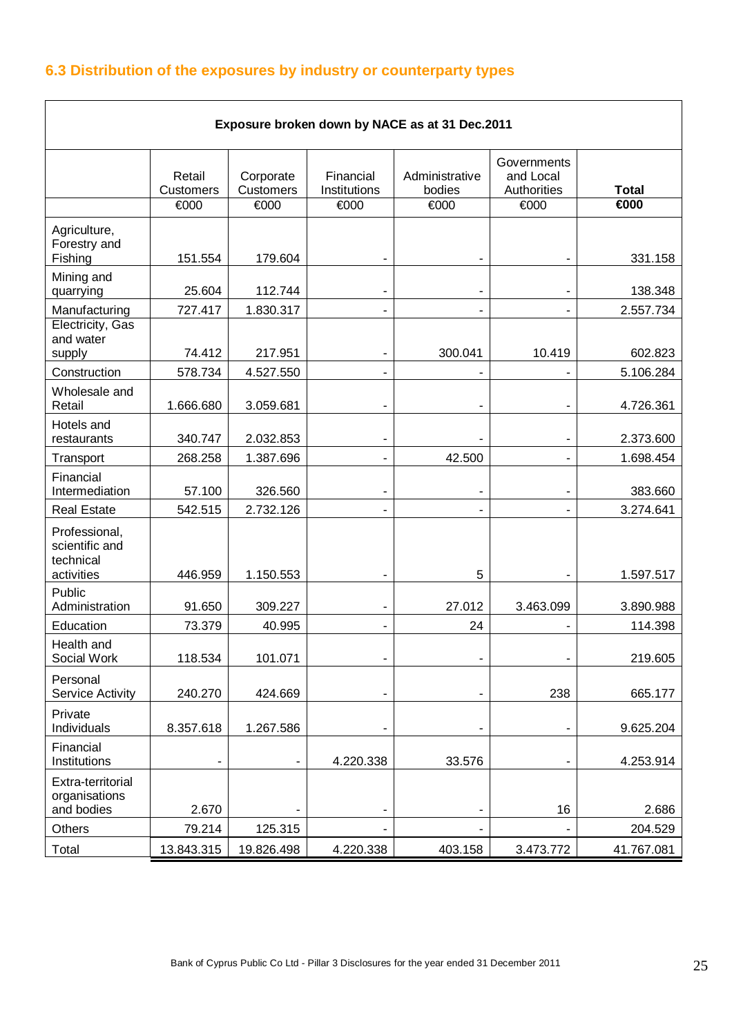## 6.3 Distribution of the exposures by industry or counterparty types

| Exposure broken down by NACE as at 31 Dec.2011 | | | | | | |
|---|---|---|---|---|---|---|
| | Retail Customers | Corporate Customers | Financial Institutions | Administrative bodies | Governments and Local Authorities | **Total** |
| | €000 | €000 | €000 | €000 | €000 | **€000** |
| Agriculture, Forestry and Fishing | 151.554 | 179.604 | - | - | - | 331.158 |
| Mining and quarrying | 25.604 | 112.744 | - | - | - | 138.348 |
| Manufacturing | 727.417 | 1.830.317 | - | - | - | 2.557.734 |
| Electricity, Gas and water supply | 74.412 | 217.951 | - | 300.041 | 10.419 | 602.823 |
| Construction | 578.734 | 4.527.550 | - | - | - | 5.106.284 |
| Wholesale and Retail | 1.666.680 | 3.059.681 | - | - | - | 4.726.361 |
| Hotels and restaurants | 340.747 | 2.032.853 | - | - | - | 2.373.600 |
| Transport | 268.258 | 1.387.696 | - | 42.500 | - | 1.698.454 |
| Financial Intermediation | 57.100 | 326.560 | - | - | - | 383.660 |
| Real Estate | 542.515 | 2.732.126 | - | - | - | 3.274.641 |
| Professional, scientific and technical activities | 446.959 | 1.150.553 | - | 5 | - | 1.597.517 |
| Public Administration | 91.650 | 309.227 | - | 27.012 | 3.463.099 | 3.890.988 |
| Education | 73.379 | 40.995 | - | 24 | - | 114.398 |
| Health and Social Work | 118.534 | 101.071 | - | - | - | 219.605 |
| Personal Service Activity | 240.270 | 424.669 | - | - | 238 | 665.177 |
| Private Individuals | 8.357.618 | 1.267.586 | - | - | - | 9.625.204 |
| Financial Institutions | - | - | 4.220.338 | 33.576 | - | 4.253.914 |
| Extra-territorial organisations and bodies | 2.670 | - | - | - | 16 | 2.686 |
| Others | 79.214 | 125.315 | - | - | - | 204.529 |
| Total | 13.843.315 | 19.826.498 | 4.220.338 | 403.158 | 3.473.772 | 41.767.081 |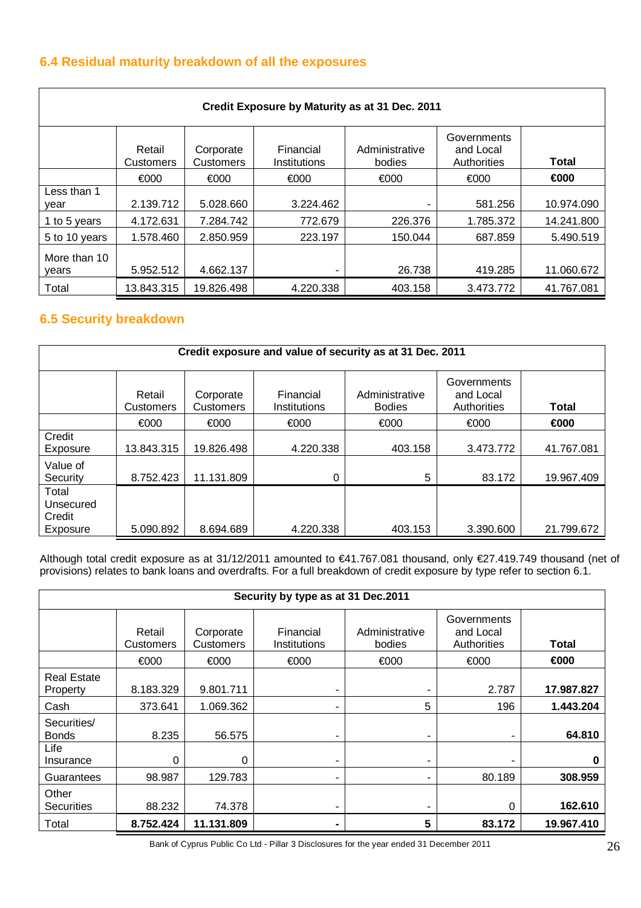## 6.4 Residual maturity breakdown of all the exposures

| Credit Exposure by Maturity as at 31 Dec. 2011 | | | | | | |
|---|---|---|---|---|---|---|
| | Retail Customers | Corporate Customers | Financial Institutions | Administrative bodies | Governments and Local Authorities | **Total** |
| | €000 | €000 | €000 | €000 | €000 | **€000** |
| Less than 1 year | 2.139.712 | 5.028.660 | 3.224.462 | - | 581.256 | 10.974.090 |
| 1 to 5 years | 4.172.631 | 7.284.742 | 772.679 | 226.376 | 1.785.372 | 14.241.800 |
| 5 to 10 years | 1.578.460 | 2.850.959 | 223.197 | 150.044 | 687.859 | 5.490.519 |
| More than 10 years | 5.952.512 | 4.662.137 | - | 26.738 | 419.285 | 11.060.672 |
| Total | 13.843.315 | 19.826.498 | 4.220.338 | 403.158 | 3.473.772 | 41.767.081 |

## 6.5 Security breakdown

| Credit exposure and value of security as at 31 Dec. 2011 | | | | | | |
|---|---|---|---|---|---|---|
| | Retail Customers | Corporate Customers | Financial Institutions | Administrative Bodies | Governments and Local Authorities | **Total** |
| | €000 | €000 | €000 | €000 | €000 | **€000** |
| Credit Exposure | 13.843.315 | 19.826.498 | 4.220.338 | 403.158 | 3.473.772 | 41.767.081 |
| Value of Security | 8.752.423 | 11.131.809 | 0 | 5 | 83.172 | 19.967.409 |
| Total Unsecured Credit Exposure | 5.090.892 | 8.694.689 | 4.220.338 | 403.153 | 3.390.600 | 21.799.672 |

Although total credit exposure as at 31/12/2011 amounted to €41.767.081 thousand, only €27.419.749 thousand (net of provisions) relates to bank loans and overdrafts. For a full breakdown of credit exposure by type refer to section 6.1.

| Security by type as at 31 Dec.2011 | | | | | | |
|---|---|---|---|---|---|---|
| | Retail Customers | Corporate Customers | Financial Institutions | Administrative bodies | Governments and Local Authorities | **Total** |
| | €000 | €000 | €000 | €000 | €000 | **€000** |
| Real Estate Property | 8.183.329 | 9.801.711 | - | - | 2.787 | **17.987.827** |
| Cash | 373.641 | 1.069.362 | - | 5 | 196 | **1.443.204** |
| Securities/ Bonds | 8.235 | 56.575 | - | - | - | **64.810** |
| Life Insurance | 0 | 0 | - | - | - | **0** |
| Guarantees | 98.987 | 129.783 | - | - | 80.189 | **308.959** |
| Other Securities | 88.232 | 74.378 | - | - | 0 | **162.610** |
| Total | **8.752.424** | **11.131.809** | **-** | **5** | **83.172** | **19.967.410** |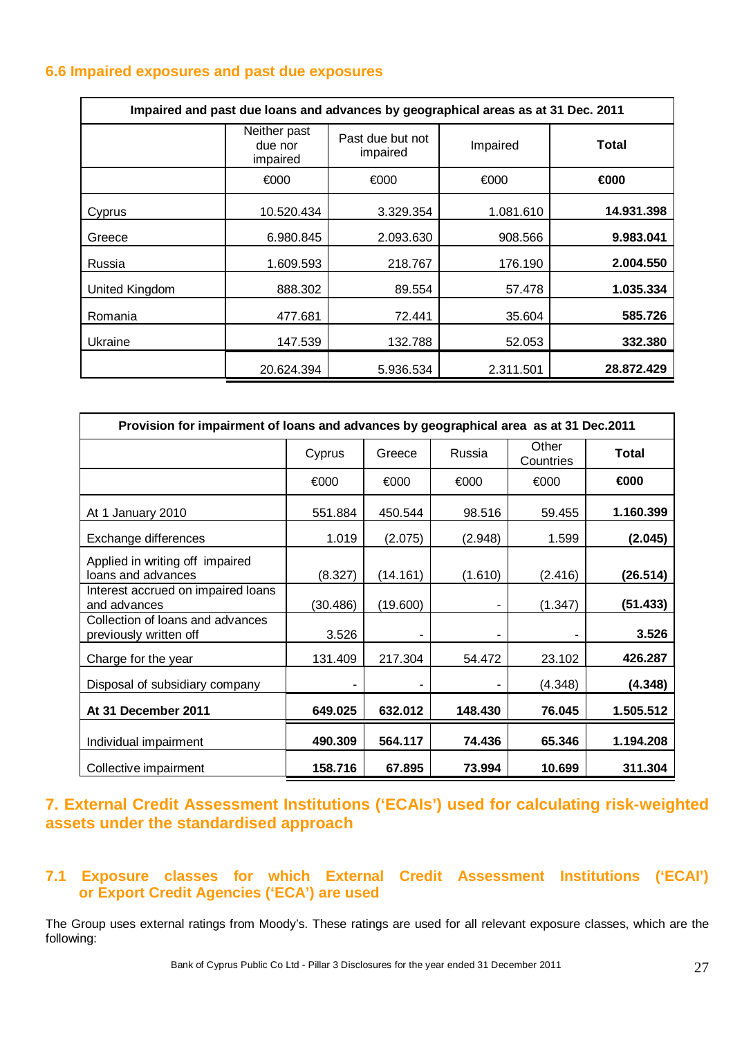## 6.6 Impaired exposures and past due exposures

| Impaired and past due loans and advances by geographical areas as at 31 Dec. 2011 | | | | |
|---|---|---|---|---|
| | Neither past due nor impaired | Past due but not impaired | Impaired | **Total** |
| | €000 | €000 | €000 | **€000** |
| Cyprus | 10.520.434 | 3.329.354 | 1.081.610 | **14.931.398** |
| Greece | 6.980.845 | 2.093.630 | 908.566 | **9.983.041** |
| Russia | 1.609.593 | 218.767 | 176.190 | **2.004.550** |
| United Kingdom | 888.302 | 89.554 | 57.478 | **1.035.334** |
| Romania | 477.681 | 72.441 | 35.604 | **585.726** |
| Ukraine | 147.539 | 132.788 | 52.053 | **332.380** |
| | 20.624.394 | 5.936.534 | 2.311.501 | **28.872.429** |

| Provision for impairment of loans and advances by geographical area as at 31 Dec.2011 | | | | | |
|---|---|---|---|---|---|
| | Cyprus | Greece | Russia | Other Countries | **Total** |
| | €000 | €000 | €000 | €000 | **€000** |
| At 1 January 2010 | 551.884 | 450.544 | 98.516 | 59.455 | **1.160.399** |
| Exchange differences | 1.019 | (2.075) | (2.948) | 1.599 | **(2.045)** |
| Applied in writing off impaired loans and advances | (8.327) | (14.161) | (1.610) | (2.416) | **(26.514)** |
| Interest accrued on impaired loans and advances | (30.486) | (19.600) | - | (1.347) | **(51.433)** |
| Collection of loans and advances previously written off | 3.526 | - | - | - | **3.526** |
| Charge for the year | 131.409 | 217.304 | 54.472 | 23.102 | **426.287** |
| Disposal of subsidiary company | - | - | - | (4.348) | **(4.348)** |
| **At 31 December 2011** | **649.025** | **632.012** | **148.430** | **76.045** | **1.505.512** |
| Individual impairment | **490.309** | **564.117** | **74.436** | **65.346** | **1.194.208** |
| Collective impairment | **158.716** | **67.895** | **73.994** | **10.699** | **311.304** |

# 7. External Credit Assessment Institutions ('ECAIs') used for calculating risk-weighted assets under the standardised approach

## 7.1 Exposure classes for which External Credit Assessment Institutions ('ECAI') or Export Credit Agencies ('ECA') are used

The Group uses external ratings from Moody's. These ratings are used for all relevant exposure classes, which are the following: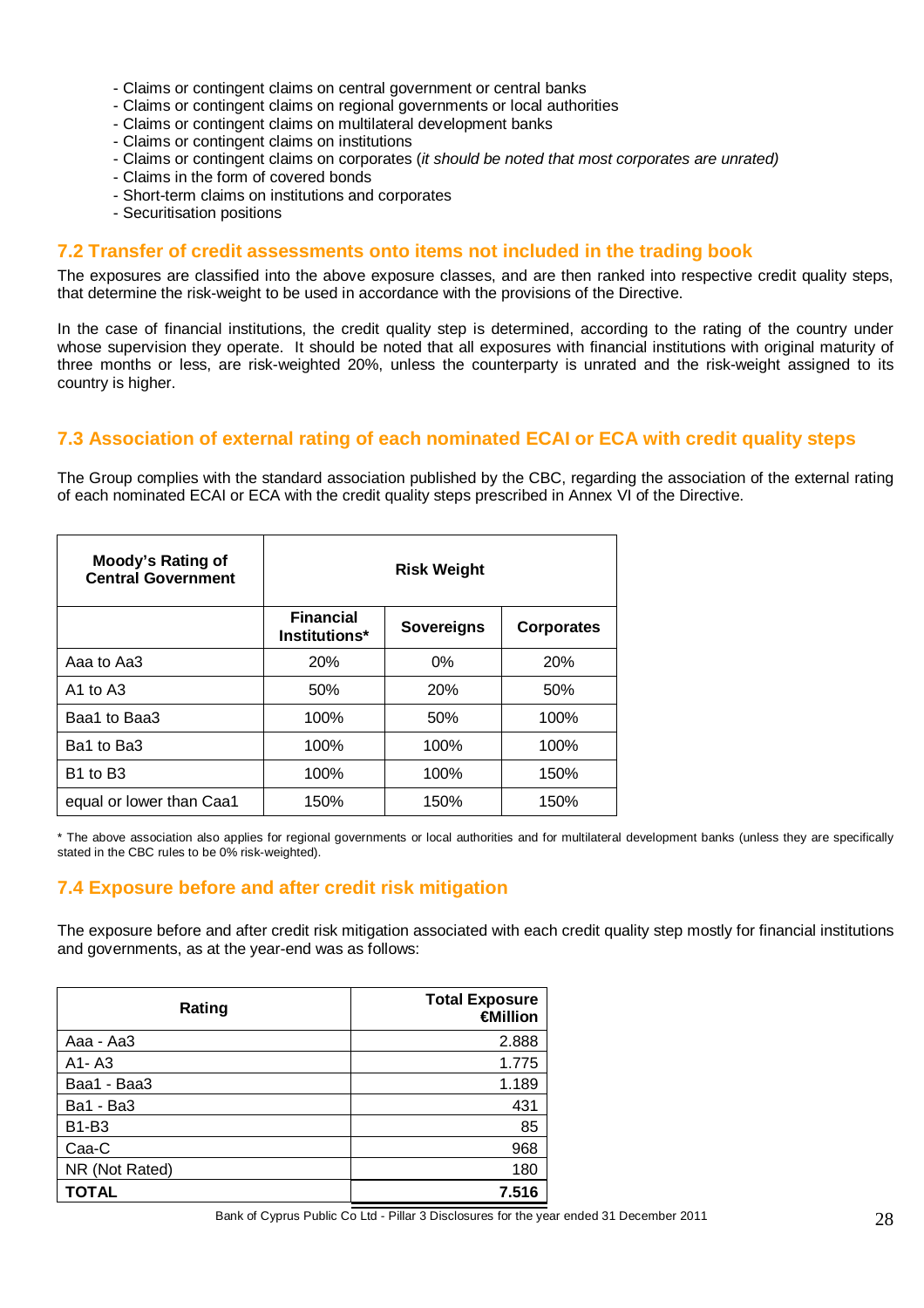- Claims or contingent claims on central government or central banks
- Claims or contingent claims on regional governments or local authorities
- Claims or contingent claims on multilateral development banks
- Claims or contingent claims on institutions
- Claims or contingent claims on corporates (*it should be noted that most corporates are unrated)*
- Claims in the form of covered bonds
- Short-term claims on institutions and corporates
- Securitisation positions

## 7.2 Transfer of credit assessments onto items not included in the trading book

The exposures are classified into the above exposure classes, and are then ranked into respective credit quality steps, that determine the risk-weight to be used in accordance with the provisions of the Directive.

In the case of financial institutions, the credit quality step is determined, according to the rating of the country under whose supervision they operate. It should be noted that all exposures with financial institutions with original maturity of three months or less, are risk-weighted 20%, unless the counterparty is unrated and the risk-weight assigned to its country is higher.

## 7.3 Association of external rating of each nominated ECAI or ECA with credit quality steps

The Group complies with the standard association published by the CBC, regarding the association of the external rating of each nominated ECAI or ECA with the credit quality steps prescribed in Annex VI of the Directive.

| Moody's Rating of Central Government | Risk Weight | | |
|---|---|---|---|
| | Financial Institutions* | Sovereigns | Corporates |
| Aaa to Aa3 | 20% | 0% | 20% |
| A1 to A3 | 50% | 20% | 50% |
| Baa1 to Baa3 | 100% | 50% | 100% |
| Ba1 to Ba3 | 100% | 100% | 100% |
| B1 to B3 | 100% | 100% | 150% |
| equal or lower than Caa1 | 150% | 150% | 150% |

* The above association also applies for regional governments or local authorities and for multilateral development banks (unless they are specifically stated in the CBC rules to be 0% risk-weighted).

## 7.4 Exposure before and after credit risk mitigation

The exposure before and after credit risk mitigation associated with each credit quality step mostly for financial institutions and governments, as at the year-end was as follows:

| Rating | Total Exposure €Million |
|---|---:|
| Aaa - Aa3 | 2.888 |
| A1- A3 | 1.775 |
| Baa1 - Baa3 | 1.189 |
| Ba1 - Ba3 | 431 |
| B1-B3 | 85 |
| Caa-C | 968 |
| NR (Not Rated) | 180 |
| **TOTAL** | **7.516** |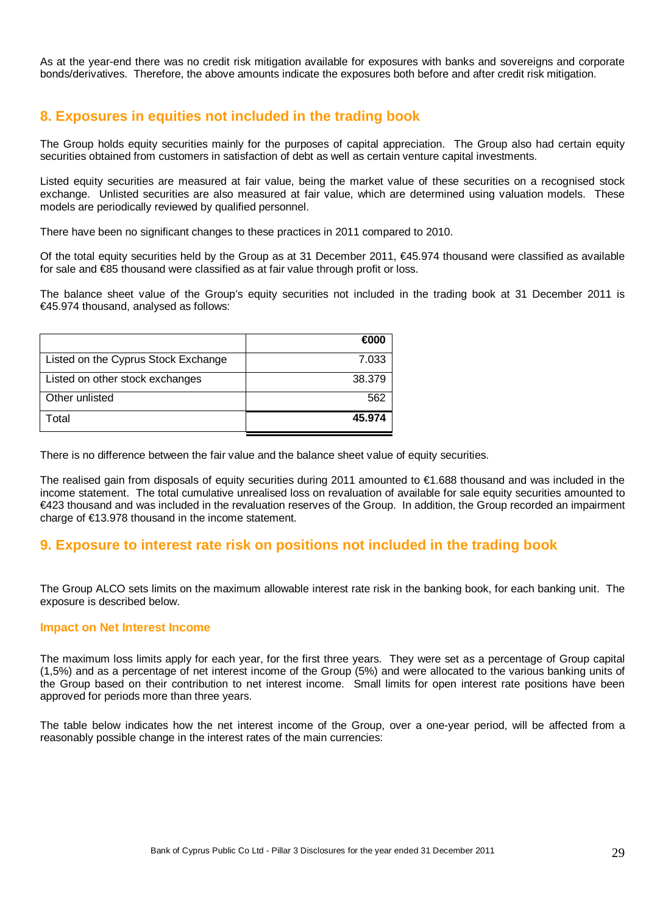As at the year-end there was no credit risk mitigation available for exposures with banks and sovereigns and corporate bonds/derivatives. Therefore, the above amounts indicate the exposures both before and after credit risk mitigation.

## 8. Exposures in equities not included in the trading book

The Group holds equity securities mainly for the purposes of capital appreciation. The Group also had certain equity securities obtained from customers in satisfaction of debt as well as certain venture capital investments.

Listed equity securities are measured at fair value, being the market value of these securities on a recognised stock exchange. Unlisted securities are also measured at fair value, which are determined using valuation models. These models are periodically reviewed by qualified personnel.

There have been no significant changes to these practices in 2011 compared to 2010.

Of the total equity securities held by the Group as at 31 December 2011, €45.974 thousand were classified as available for sale and €85 thousand were classified as at fair value through profit or loss.

The balance sheet value of the Group's equity securities not included in the trading book at 31 December 2011 is €45.974 thousand, analysed as follows:

| | €000 |
|---|---|
| Listed on the Cyprus Stock Exchange | 7.033 |
| Listed on other stock exchanges | 38.379 |
| Other unlisted | 562 |
| Total | **45.974** |

There is no difference between the fair value and the balance sheet value of equity securities.

The realised gain from disposals of equity securities during 2011 amounted to €1.688 thousand and was included in the income statement. The total cumulative unrealised loss on revaluation of available for sale equity securities amounted to €423 thousand and was included in the revaluation reserves of the Group. In addition, the Group recorded an impairment charge of €13.978 thousand in the income statement.

## 9. Exposure to interest rate risk on positions not included in the trading book

The Group ALCO sets limits on the maximum allowable interest rate risk in the banking book, for each banking unit. The exposure is described below.

### Impact on Net Interest Income

The maximum loss limits apply for each year, for the first three years. They were set as a percentage of Group capital (1,5%) and as a percentage of net interest income of the Group (5%) and were allocated to the various banking units of the Group based on their contribution to net interest income. Small limits for open interest rate positions have been approved for periods more than three years.

The table below indicates how the net interest income of the Group, over a one-year period, will be affected from a reasonably possible change in the interest rates of the main currencies: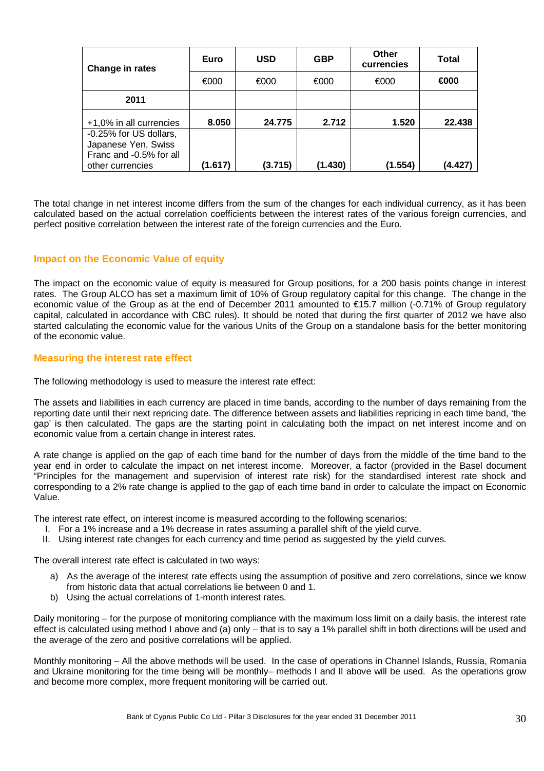| Change in rates | Euro | USD | GBP | Other currencies | Total |
|---|---|---|---|---|---|
| | €000 | €000 | €000 | €000 | €000 |
| **2011** | | | | | |
| +1,0% in all currencies | **8.050** | **24.775** | **2.712** | **1.520** | **22.438** |
| -0.25% for US dollars, Japanese Yen, Swiss Franc and -0.5% for all other currencies | **(1.617)** | **(3.715)** | **(1.430)** | **(1.554)** | **(4.427)** |

The total change in net interest income differs from the sum of the changes for each individual currency, as it has been calculated based on the actual correlation coefficients between the interest rates of the various foreign currencies, and perfect positive correlation between the interest rate of the foreign currencies and the Euro.

## Impact on the Economic Value of equity

The impact on the economic value of equity is measured for Group positions, for a 200 basis points change in interest rates. The Group ALCO has set a maximum limit of 10% of Group regulatory capital for this change. The change in the economic value of the Group as at the end of December 2011 amounted to €15.7 million (-0.71% of Group regulatory capital, calculated in accordance with CBC rules). It should be noted that during the first quarter of 2012 we have also started calculating the economic value for the various Units of the Group on a standalone basis for the better monitoring of the economic value.

## Measuring the interest rate effect

The following methodology is used to measure the interest rate effect:

The assets and liabilities in each currency are placed in time bands, according to the number of days remaining from the reporting date until their next repricing date. The difference between assets and liabilities repricing in each time band, 'the gap' is then calculated. The gaps are the starting point in calculating both the impact on net interest income and on economic value from a certain change in interest rates.

A rate change is applied on the gap of each time band for the number of days from the middle of the time band to the year end in order to calculate the impact on net interest income. Moreover, a factor (provided in the Basel document "Principles for the management and supervision of interest rate risk) for the standardised interest rate shock and corresponding to a 2% rate change is applied to the gap of each time band in order to calculate the impact on Economic Value.

The interest rate effect, on interest income is measured according to the following scenarios:

I. For a 1% increase and a 1% decrease in rates assuming a parallel shift of the yield curve.
II. Using interest rate changes for each currency and time period as suggested by the yield curves.

The overall interest rate effect is calculated in two ways:

a) As the average of the interest rate effects using the assumption of positive and zero correlations, since we know from historic data that actual correlations lie between 0 and 1.
b) Using the actual correlations of 1-month interest rates.

Daily monitoring – for the purpose of monitoring compliance with the maximum loss limit on a daily basis, the interest rate effect is calculated using method I above and (a) only – that is to say a 1% parallel shift in both directions will be used and the average of the zero and positive correlations will be applied.

Monthly monitoring – All the above methods will be used. In the case of operations in Channel Islands, Russia, Romania and Ukraine monitoring for the time being will be monthly– methods I and II above will be used. As the operations grow and become more complex, more frequent monitoring will be carried out.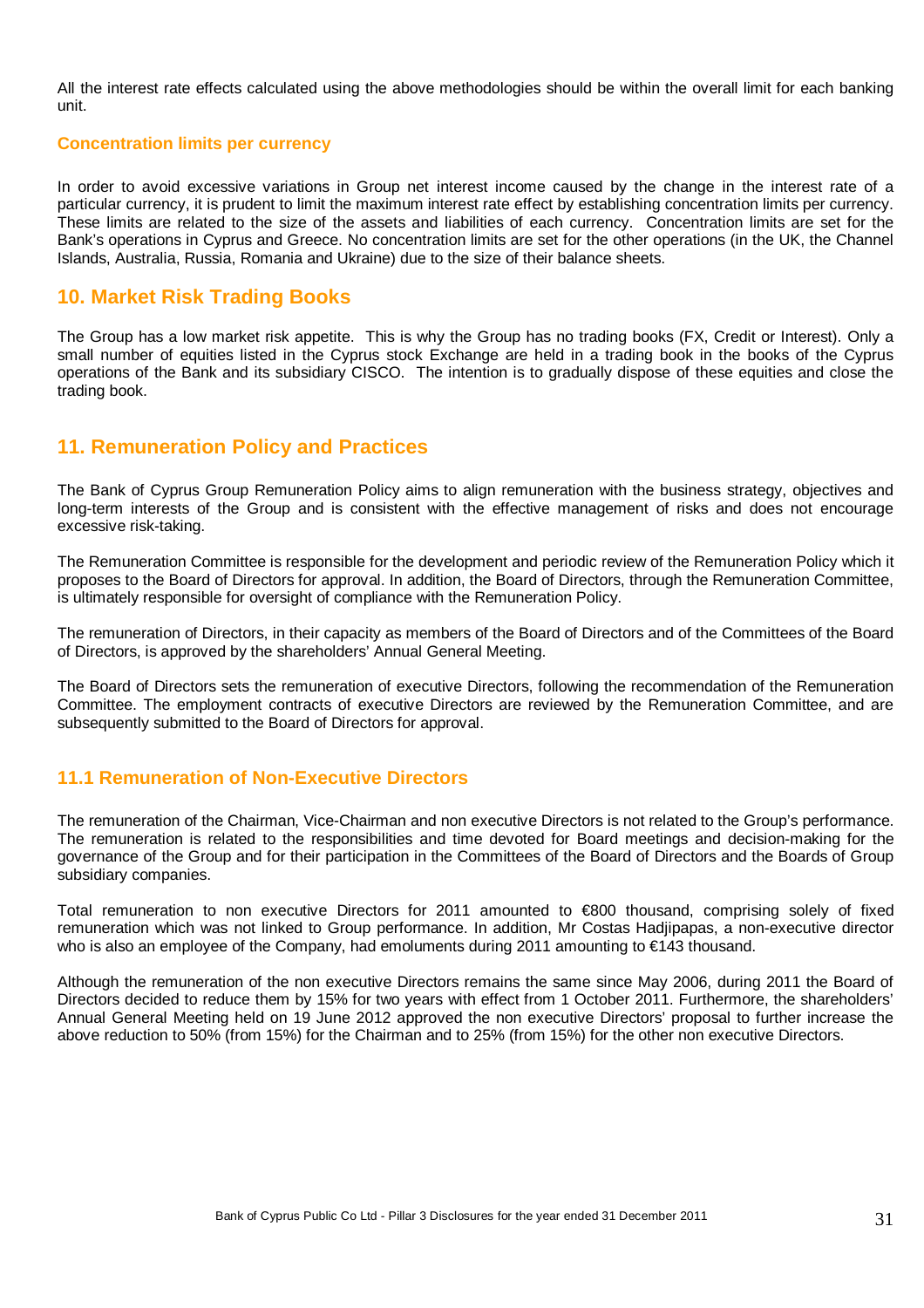All the interest rate effects calculated using the above methodologies should be within the overall limit for each banking unit.

### Concentration limits per currency

In order to avoid excessive variations in Group net interest income caused by the change in the interest rate of a particular currency, it is prudent to limit the maximum interest rate effect by establishing concentration limits per currency. These limits are related to the size of the assets and liabilities of each currency. Concentration limits are set for the Bank's operations in Cyprus and Greece. No concentration limits are set for the other operations (in the UK, the Channel Islands, Australia, Russia, Romania and Ukraine) due to the size of their balance sheets.

## 10. Market Risk Trading Books

The Group has a low market risk appetite. This is why the Group has no trading books (FX, Credit or Interest). Only a small number of equities listed in the Cyprus stock Exchange are held in a trading book in the books of the Cyprus operations of the Bank and its subsidiary CISCO. The intention is to gradually dispose of these equities and close the trading book.

## 11. Remuneration Policy and Practices

The Bank of Cyprus Group Remuneration Policy aims to align remuneration with the business strategy, objectives and long-term interests of the Group and is consistent with the effective management of risks and does not encourage excessive risk-taking.

The Remuneration Committee is responsible for the development and periodic review of the Remuneration Policy which it proposes to the Board of Directors for approval. In addition, the Board of Directors, through the Remuneration Committee, is ultimately responsible for oversight of compliance with the Remuneration Policy.

The remuneration of Directors, in their capacity as members of the Board of Directors and of the Committees of the Board of Directors, is approved by the shareholders' Annual General Meeting.

The Board of Directors sets the remuneration of executive Directors, following the recommendation of the Remuneration Committee. The employment contracts of executive Directors are reviewed by the Remuneration Committee, and are subsequently submitted to the Board of Directors for approval.

### 11.1 Remuneration of Non-Executive Directors

The remuneration of the Chairman, Vice-Chairman and non executive Directors is not related to the Group's performance. The remuneration is related to the responsibilities and time devoted for Board meetings and decision-making for the governance of the Group and for their participation in the Committees of the Board of Directors and the Boards of Group subsidiary companies.

Total remuneration to non executive Directors for 2011 amounted to €800 thousand, comprising solely of fixed remuneration which was not linked to Group performance. In addition, Mr Costas Hadjipapas, a non-executive director who is also an employee of the Company, had emoluments during 2011 amounting to €143 thousand.

Although the remuneration of the non executive Directors remains the same since May 2006, during 2011 the Board of Directors decided to reduce them by 15% for two years with effect from 1 October 2011. Furthermore, the shareholders' Annual General Meeting held on 19 June 2012 approved the non executive Directors' proposal to further increase the above reduction to 50% (from 15%) for the Chairman and to 25% (from 15%) for the other non executive Directors.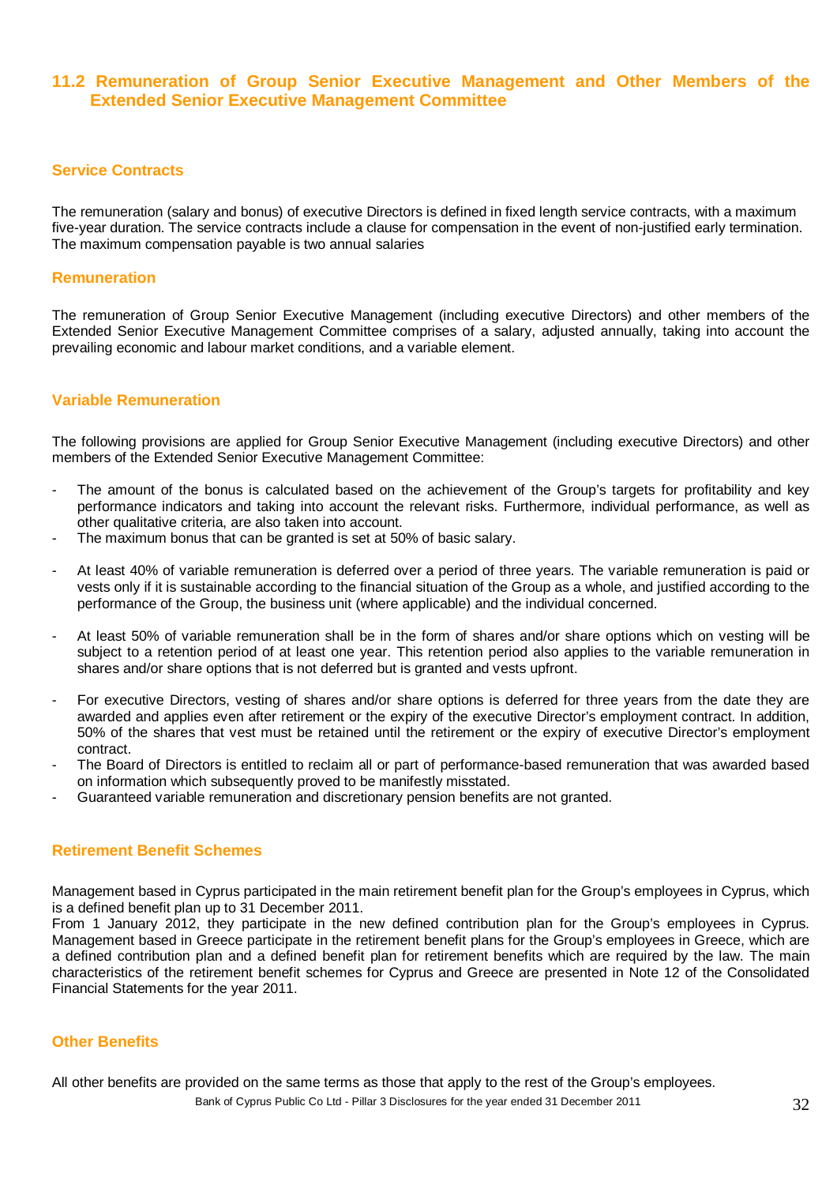## 11.2 Remuneration of Group Senior Executive Management and Other Members of the Extended Senior Executive Management Committee

### Service Contracts

The remuneration (salary and bonus) of executive Directors is defined in fixed length service contracts, with a maximum five-year duration. The service contracts include a clause for compensation in the event of non-justified early termination. The maximum compensation payable is two annual salaries

### Remuneration

The remuneration of Group Senior Executive Management (including executive Directors) and other members of the Extended Senior Executive Management Committee comprises of a salary, adjusted annually, taking into account the prevailing economic and labour market conditions, and a variable element.

### Variable Remuneration

The following provisions are applied for Group Senior Executive Management (including executive Directors) and other members of the Extended Senior Executive Management Committee:

- The amount of the bonus is calculated based on the achievement of the Group's targets for profitability and key performance indicators and taking into account the relevant risks. Furthermore, individual performance, as well as other qualitative criteria, are also taken into account.
- The maximum bonus that can be granted is set at 50% of basic salary.
- At least 40% of variable remuneration is deferred over a period of three years. The variable remuneration is paid or vests only if it is sustainable according to the financial situation of the Group as a whole, and justified according to the performance of the Group, the business unit (where applicable) and the individual concerned.
- At least 50% of variable remuneration shall be in the form of shares and/or share options which on vesting will be subject to a retention period of at least one year. This retention period also applies to the variable remuneration in shares and/or share options that is not deferred but is granted and vests upfront.
- For executive Directors, vesting of shares and/or share options is deferred for three years from the date they are awarded and applies even after retirement or the expiry of the executive Director's employment contract. In addition, 50% of the shares that vest must be retained until the retirement or the expiry of executive Director's employment contract.
- The Board of Directors is entitled to reclaim all or part of performance-based remuneration that was awarded based on information which subsequently proved to be manifestly misstated.
- Guaranteed variable remuneration and discretionary pension benefits are not granted.

### Retirement Benefit Schemes

Management based in Cyprus participated in the main retirement benefit plan for the Group's employees in Cyprus, which is a defined benefit plan up to 31 December 2011.
From 1 January 2012, they participate in the new defined contribution plan for the Group's employees in Cyprus. Management based in Greece participate in the retirement benefit plans for the Group's employees in Greece, which are a defined contribution plan and a defined benefit plan for retirement benefits which are required by the law. The main characteristics of the retirement benefit schemes for Cyprus and Greece are presented in Note 12 of the Consolidated Financial Statements for the year 2011.

### Other Benefits

All other benefits are provided on the same terms as those that apply to the rest of the Group's employees.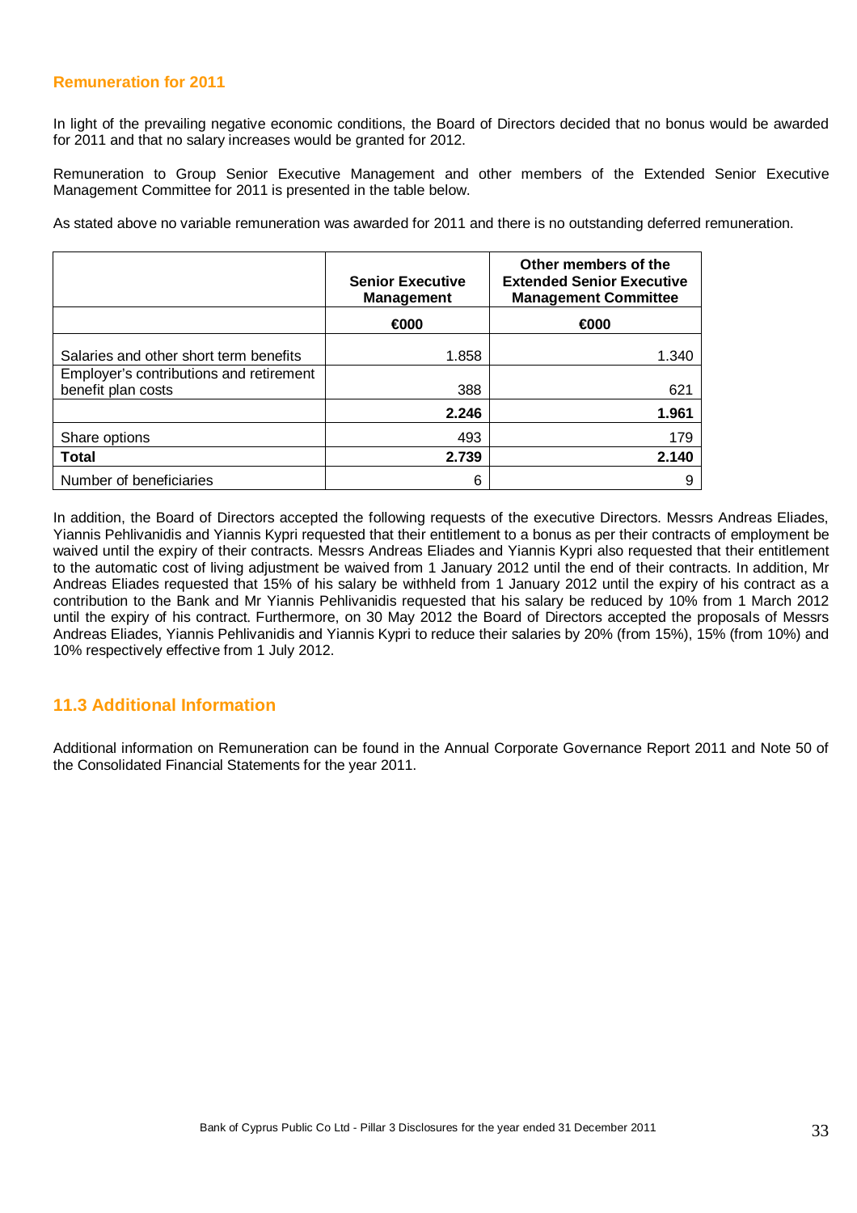### Remuneration for 2011

In light of the prevailing negative economic conditions, the Board of Directors decided that no bonus would be awarded for 2011 and that no salary increases would be granted for 2012.

Remuneration to Group Senior Executive Management and other members of the Extended Senior Executive Management Committee for 2011 is presented in the table below.

As stated above no variable remuneration was awarded for 2011 and there is no outstanding deferred remuneration.

| | Senior Executive Management | Other members of the Extended Senior Executive Management Committee |
|---|---|---|
| | €000 | €000 |
| Salaries and other short term benefits | 1.858 | 1.340 |
| Employer's contributions and retirement benefit plan costs | 388 | 621 |
| | **2.246** | **1.961** |
| Share options | 493 | 179 |
| **Total** | **2.739** | **2.140** |
| Number of beneficiaries | 6 | 9 |

In addition, the Board of Directors accepted the following requests of the executive Directors. Messrs Andreas Eliades, Yiannis Pehlivanidis and Yiannis Kypri requested that their entitlement to a bonus as per their contracts of employment be waived until the expiry of their contracts. Messrs Andreas Eliades and Yiannis Kypri also requested that their entitlement to the automatic cost of living adjustment be waived from 1 January 2012 until the end of their contracts. In addition, Mr Andreas Eliades requested that 15% of his salary be withheld from 1 January 2012 until the expiry of his contract as a contribution to the Bank and Mr Yiannis Pehlivanidis requested that his salary be reduced by 10% from 1 March 2012 until the expiry of his contract. Furthermore, on 30 May 2012 the Board of Directors accepted the proposals of Messrs Andreas Eliades, Yiannis Pehlivanidis and Yiannis Kypri to reduce their salaries by 20% (from 15%), 15% (from 10%) and 10% respectively effective from 1 July 2012.

## 11.3 Additional Information

Additional information on Remuneration can be found in the Annual Corporate Governance Report 2011 and Note 50 of the Consolidated Financial Statements for the year 2011.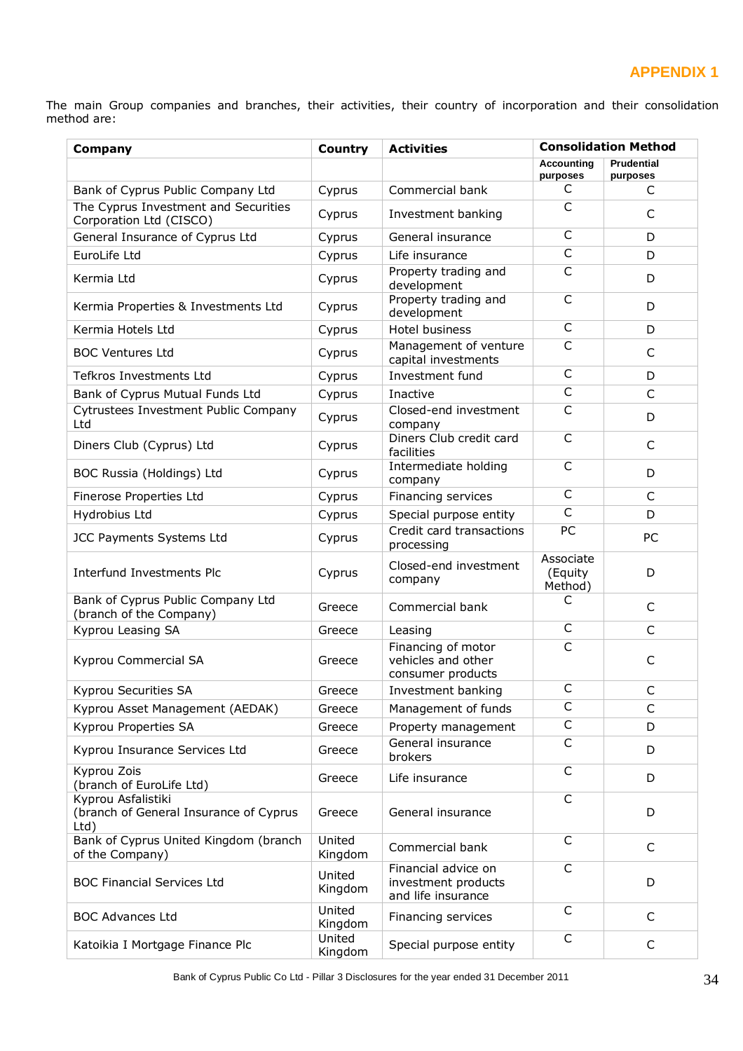# APPENDIX 1

The main Group companies and branches, their activities, their country of incorporation and their consolidation method are:

| Company | Country | Activities | Consolidation Method | |
|---|---|---|---|---|
| | | | Accounting purposes | Prudential purposes |
| Bank of Cyprus Public Company Ltd | Cyprus | Commercial bank | C | C |
| The Cyprus Investment and Securities Corporation Ltd (CISCO) | Cyprus | Investment banking | C | C |
| General Insurance of Cyprus Ltd | Cyprus | General insurance | C | D |
| EuroLife Ltd | Cyprus | Life insurance | C | D |
| Kermia Ltd | Cyprus | Property trading and development | C | D |
| Kermia Properties & Investments Ltd | Cyprus | Property trading and development | C | D |
| Kermia Hotels Ltd | Cyprus | Hotel business | C | D |
| BOC Ventures Ltd | Cyprus | Management of venture capital investments | C | C |
| Tefkros Investments Ltd | Cyprus | Investment fund | C | D |
| Bank of Cyprus Mutual Funds Ltd | Cyprus | Inactive | C | C |
| Cytrustees Investment Public Company Ltd | Cyprus | Closed-end investment company | C | D |
| Diners Club (Cyprus) Ltd | Cyprus | Diners Club credit card facilities | C | C |
| BOC Russia (Holdings) Ltd | Cyprus | Intermediate holding company | C | D |
| Finerose Properties Ltd | Cyprus | Financing services | C | C |
| Hydrobius Ltd | Cyprus | Special purpose entity | C | D |
| JCC Payments Systems Ltd | Cyprus | Credit card transactions processing | PC | PC |
| Interfund Investments Plc | Cyprus | Closed-end investment company | Associate (Equity Method) | D |
| Bank of Cyprus Public Company Ltd (branch of the Company) | Greece | Commercial bank | C | C |
| Kyprou Leasing SA | Greece | Leasing | C | C |
| Kyprou Commercial SA | Greece | Financing of motor vehicles and other consumer products | C | C |
| Kyprou Securities SA | Greece | Investment banking | C | C |
| Kyprou Asset Management (AEDAK) | Greece | Management of funds | C | C |
| Kyprou Properties SA | Greece | Property management | C | D |
| Kyprou Insurance Services Ltd | Greece | General insurance brokers | C | D |
| Kyprou Zois (branch of EuroLife Ltd) | Greece | Life insurance | C | D |
| Kyprou Asfalistiki (branch of General Insurance of Cyprus Ltd) | Greece | General insurance | C | D |
| Bank of Cyprus United Kingdom (branch of the Company) | United Kingdom | Commercial bank | C | C |
| BOC Financial Services Ltd | United Kingdom | Financial advice on investment products and life insurance | C | D |
| BOC Advances Ltd | United Kingdom | Financing services | C | C |
| Katoikia I Mortgage Finance Plc | United Kingdom | Special purpose entity | C | C |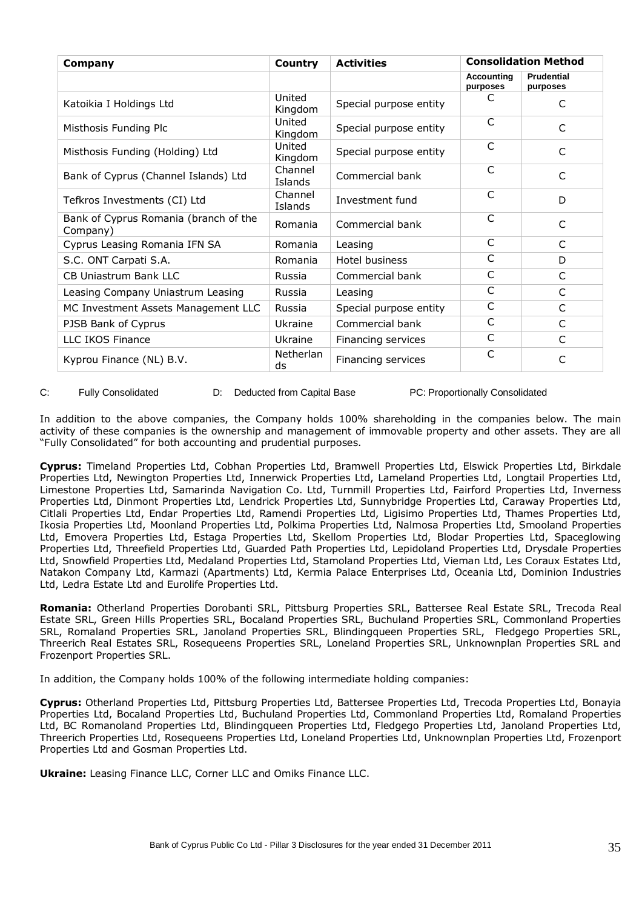| Company | Country | Activities | Consolidation Method | |
|---|---|---|---|---|
| | | | Accounting purposes | Prudential purposes |
| Katoikia I Holdings Ltd | United Kingdom | Special purpose entity | C | C |
| Misthosis Funding Plc | United Kingdom | Special purpose entity | C | C |
| Misthosis Funding (Holding) Ltd | United Kingdom | Special purpose entity | C | C |
| Bank of Cyprus (Channel Islands) Ltd | Channel Islands | Commercial bank | C | C |
| Tefkros Investments (CI) Ltd | Channel Islands | Investment fund | C | D |
| Bank of Cyprus Romania (branch of the Company) | Romania | Commercial bank | C | C |
| Cyprus Leasing Romania IFN SA | Romania | Leasing | C | C |
| S.C. ONT Carpati S.A. | Romania | Hotel business | C | D |
| CB Uniastrum Bank LLC | Russia | Commercial bank | C | C |
| Leasing Company Uniastrum Leasing | Russia | Leasing | C | C |
| MC Investment Assets Management LLC | Russia | Special purpose entity | C | C |
| PJSB Bank of Cyprus | Ukraine | Commercial bank | C | C |
| LLC IKOS Finance | Ukraine | Financing services | C | C |
| Kyprou Finance (NL) B.V. | Netherlands | Financing services | C | C |

C: Fully Consolidated D: Deducted from Capital Base PC: Proportionally Consolidated

In addition to the above companies, the Company holds 100% shareholding in the companies below. The main activity of these companies is the ownership and management of immovable property and other assets. They are all "Fully Consolidated" for both accounting and prudential purposes.

**Cyprus:** Timeland Properties Ltd, Cobhan Properties Ltd, Bramwell Properties Ltd, Elswick Properties Ltd, Birkdale Properties Ltd, Newington Properties Ltd, Innerwick Properties Ltd, Lameland Properties Ltd, Longtail Properties Ltd, Limestone Properties Ltd, Samarinda Navigation Co. Ltd, Turnmill Properties Ltd, Fairford Properties Ltd, Inverness Properties Ltd, Dinmont Properties Ltd, Lendrick Properties Ltd, Sunnybridge Properties Ltd, Caraway Properties Ltd, Citlali Properties Ltd, Endar Properties Ltd, Ramendi Properties Ltd, Ligisimo Properties Ltd, Thames Properties Ltd, Ikosia Properties Ltd, Moonland Properties Ltd, Polkima Properties Ltd, Nalmosa Properties Ltd, Smooland Properties Ltd, Emovera Properties Ltd, Estaga Properties Ltd, Skellom Properties Ltd, Blodar Properties Ltd, Spaceglowing Properties Ltd, Threefield Properties Ltd, Guarded Path Properties Ltd, Lepidoland Properties Ltd, Drysdale Properties Ltd, Snowfield Properties Ltd, Medaland Properties Ltd, Stamoland Properties Ltd, Vieman Ltd, Les Coraux Estates Ltd, Natakon Company Ltd, Karmazi (Apartments) Ltd, Kermia Palace Enterprises Ltd, Oceania Ltd, Dominion Industries Ltd, Ledra Estate Ltd and Eurolife Properties Ltd.

**Romania:** Otherland Properties Dorobanti SRL, Pittsburg Properties SRL, Battersee Real Estate SRL, Trecoda Real Estate SRL, Green Hills Properties SRL, Bocaland Properties SRL, Buchuland Properties SRL, Commonland Properties SRL, Romaland Properties SRL, Janoland Properties SRL, Blindingqueen Properties SRL, Fledgego Properties SRL, Threerich Real Estates SRL, Rosequeens Properties SRL, Loneland Properties SRL, Unknownplan Properties SRL and Frozenport Properties SRL.

In addition, the Company holds 100% of the following intermediate holding companies:

**Cyprus:** Otherland Properties Ltd, Pittsburg Properties Ltd, Battersee Properties Ltd, Trecoda Properties Ltd, Bonayia Properties Ltd, Bocaland Properties Ltd, Buchuland Properties Ltd, Commonland Properties Ltd, Romaland Properties Ltd, BC Romanoland Properties Ltd, Blindingqueen Properties Ltd, Fledgego Properties Ltd, Janoland Properties Ltd, Threerich Properties Ltd, Rosequeens Properties Ltd, Loneland Properties Ltd, Unknownplan Properties Ltd, Frozenport Properties Ltd and Gosman Properties Ltd.

**Ukraine:** Leasing Finance LLC, Corner LLC and Omiks Finance LLC.